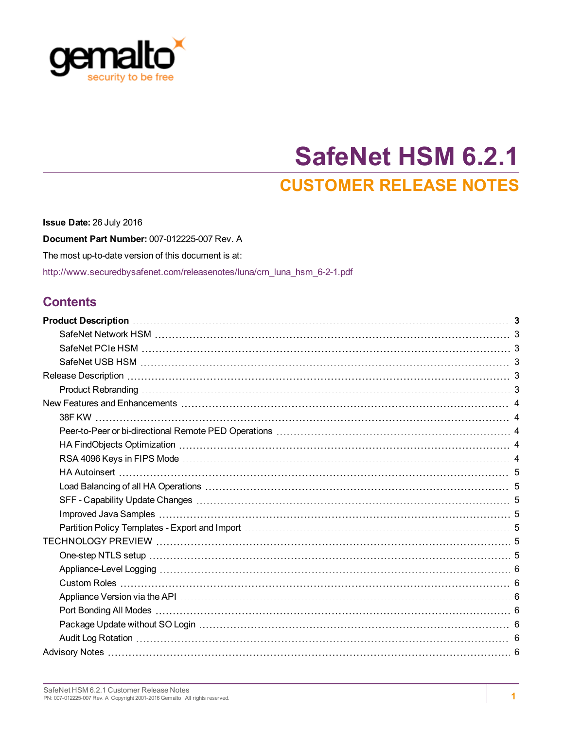# SafeNet HSM 6.2.1

## CUSTOMER RELEASE NOTES

**Issue Date:** 26 July 2016

**Document Part Number:** 007-012225-007 Rev. A

The most up-to-date version of this document is at:

http://www.securedbysafenet.com/releasenotes/luna/crn_luna_hsm_6-2-1.pdf

## Contents

**Product Description** 3
- SafeNet Network HSM 3
- SafeNet PCIe HSM 3
- SafeNet USB HSM 3

Release Description 3
- Product Rebranding 3

New Features and Enhancements 4
- 38F KW 4
- Peer-to-Peer or bi-directional Remote PED Operations 4
- HA FindObjects Optimization 4
- RSA 4096 Keys in FIPS Mode 4
- HA Autoinsert 5
- Load Balancing of all HA Operations 5
- SFF - Capability Update Changes 5
- Improved Java Samples 5
- Partition Policy Templates - Export and Import 5

TECHNOLOGY PREVIEW 5
- One-step NTLS setup 5
- Appliance-Level Logging 6
- Custom Roles 6
- Appliance Version via the API 6
- Port Bonding All Modes 6
- Package Update without SO Login 6
- Audit Log Rotation 6

Advisory Notes 6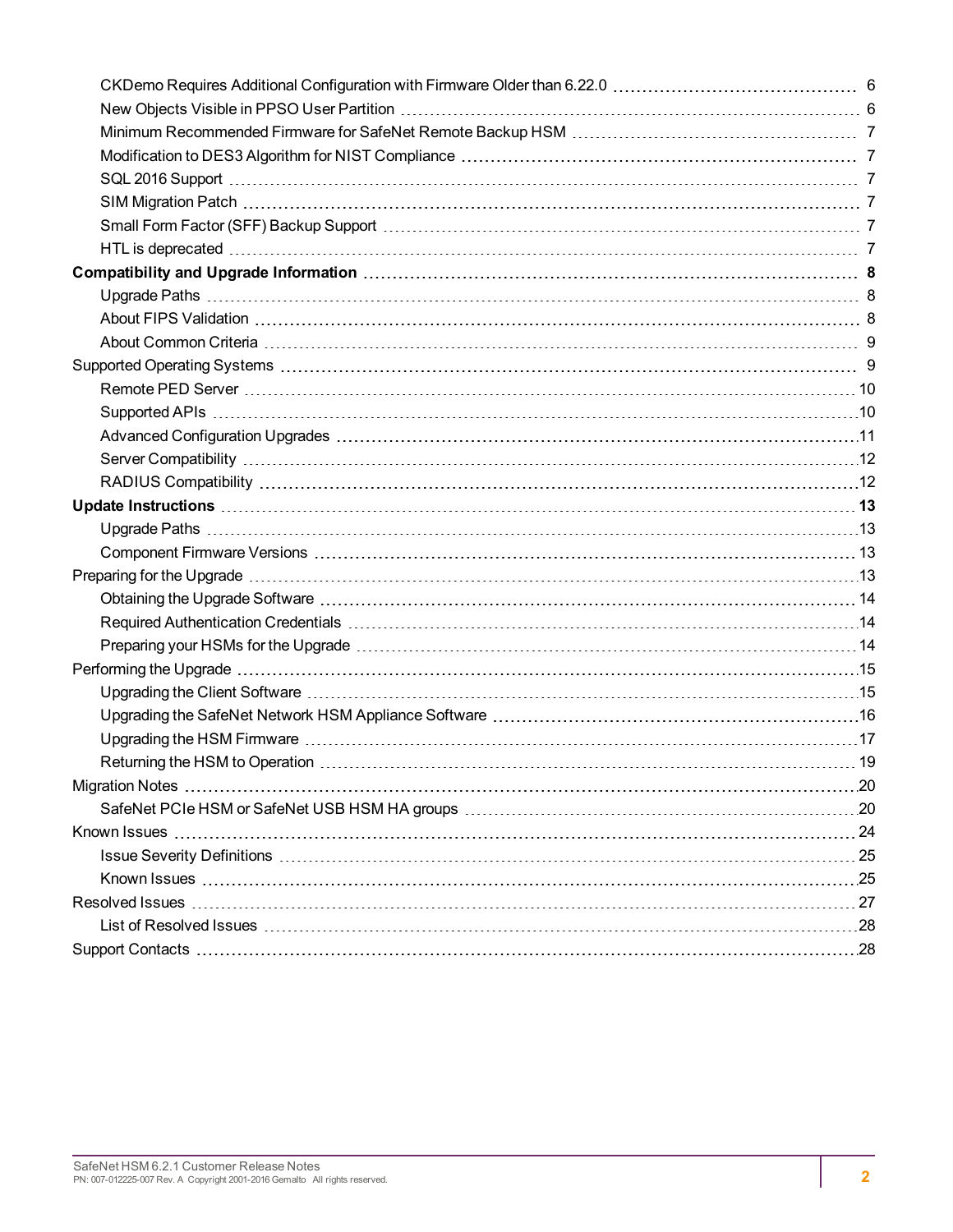- CKDemo Requires Additional Configuration with Firmware Older than 6.22.0 ........ 6
- New Objects Visible in PPSO User Partition ........ 6
- Minimum Recommended Firmware for SafeNet Remote Backup HSM ........ 7
- Modification to DES3 Algorithm for NIST Compliance ........ 7
- SQL 2016 Support ........ 7
- SIM Migration Patch ........ 7
- Small Form Factor (SFF) Backup Support ........ 7
- HTL is deprecated ........ 7

**Compatibility and Upgrade Information ........ 8**

- Upgrade Paths ........ 8
- About FIPS Validation ........ 8
- About Common Criteria ........ 9

Supported Operating Systems ........ 9

- Remote PED Server ........ 10
- Supported APIs ........ 10
- Advanced Configuration Upgrades ........ 11
- Server Compatibility ........ 12
- RADIUS Compatibility ........ 12

**Update Instructions ........ 13**

- Upgrade Paths ........ 13
- Component Firmware Versions ........ 13

Preparing for the Upgrade ........ 13

- Obtaining the Upgrade Software ........ 14
- Required Authentication Credentials ........ 14
- Preparing your HSMs for the Upgrade ........ 14

Performing the Upgrade ........ 15

- Upgrading the Client Software ........ 15
- Upgrading the SafeNet Network HSM Appliance Software ........ 16
- Upgrading the HSM Firmware ........ 17
- Returning the HSM to Operation ........ 19

Migration Notes ........ 20

- SafeNet PCIe HSM or SafeNet USB HSM HA groups ........ 20

Known Issues ........ 24

- Issue Severity Definitions ........ 25
- Known Issues ........ 25

Resolved Issues ........ 27

- List of Resolved Issues ........ 28

Support Contacts ........ 28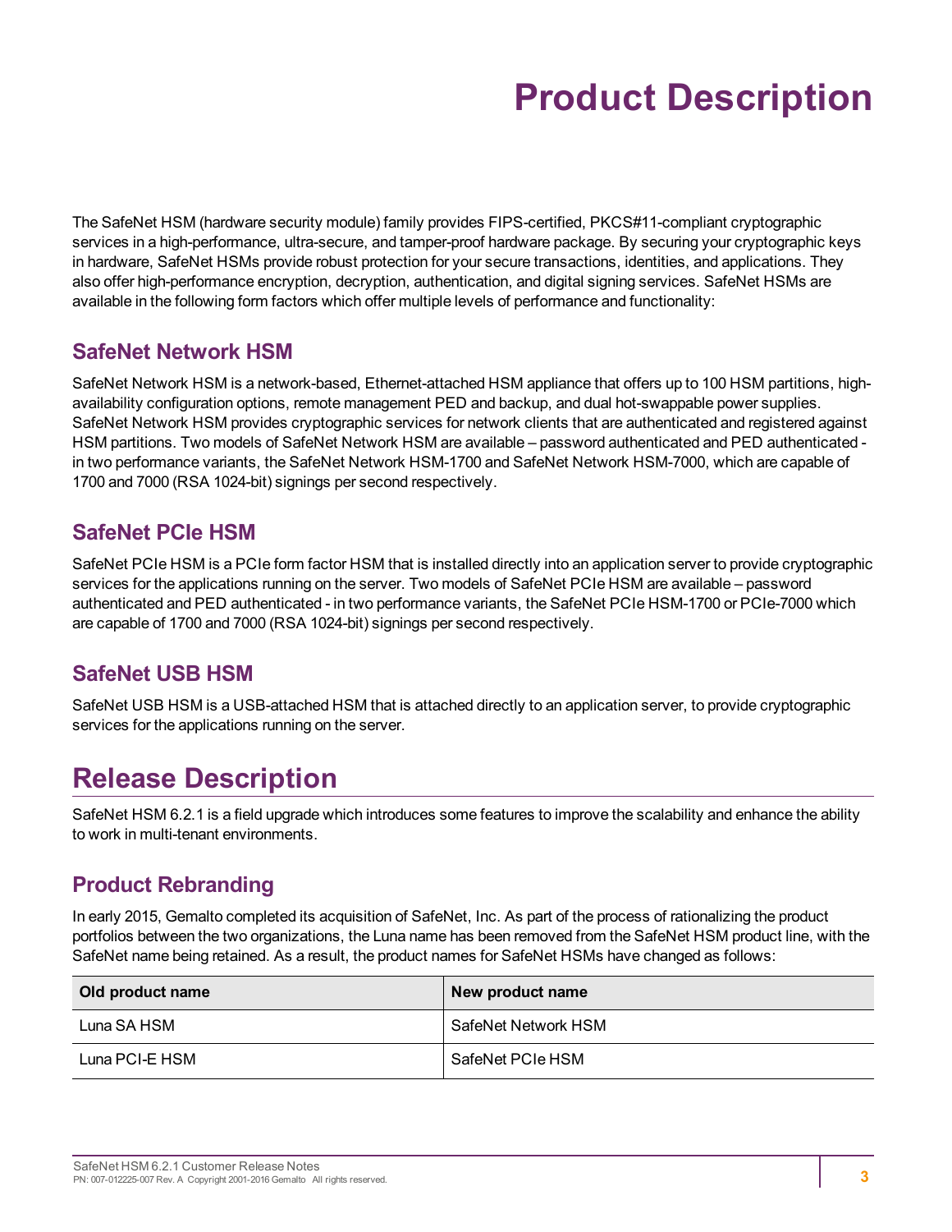# Product Description

The SafeNet HSM (hardware security module) family provides FIPS-certified, PKCS#11-compliant cryptographic services in a high-performance, ultra-secure, and tamper-proof hardware package. By securing your cryptographic keys in hardware, SafeNet HSMs provide robust protection for your secure transactions, identities, and applications. They also offer high-performance encryption, decryption, authentication, and digital signing services. SafeNet HSMs are available in the following form factors which offer multiple levels of performance and functionality:

## SafeNet Network HSM

SafeNet Network HSM is a network-based, Ethernet-attached HSM appliance that offers up to 100 HSM partitions, high-availability configuration options, remote management PED and backup, and dual hot-swappable power supplies. SafeNet Network HSM provides cryptographic services for network clients that are authenticated and registered against HSM partitions. Two models of SafeNet Network HSM are available – password authenticated and PED authenticated - in two performance variants, the SafeNet Network HSM-1700 and SafeNet Network HSM-7000, which are capable of 1700 and 7000 (RSA 1024-bit) signings per second respectively.

## SafeNet PCIe HSM

SafeNet PCIe HSM is a PCIe form factor HSM that is installed directly into an application server to provide cryptographic services for the applications running on the server. Two models of SafeNet PCIe HSM are available – password authenticated and PED authenticated - in two performance variants, the SafeNet PCIe HSM-1700 or PCIe-7000 which are capable of 1700 and 7000 (RSA 1024-bit) signings per second respectively.

## SafeNet USB HSM

SafeNet USB HSM is a USB-attached HSM that is attached directly to an application server, to provide cryptographic services for the applications running on the server.

# Release Description

SafeNet HSM 6.2.1 is a field upgrade which introduces some features to improve the scalability and enhance the ability to work in multi-tenant environments.

## Product Rebranding

In early 2015, Gemalto completed its acquisition of SafeNet, Inc. As part of the process of rationalizing the product portfolios between the two organizations, the Luna name has been removed from the SafeNet HSM product line, with the SafeNet name being retained. As a result, the product names for SafeNet HSMs have changed as follows:

| Old product name | New product name |
|---|---|
| Luna SA HSM | SafeNet Network HSM |
| Luna PCI-E HSM | SafeNet PCIe HSM |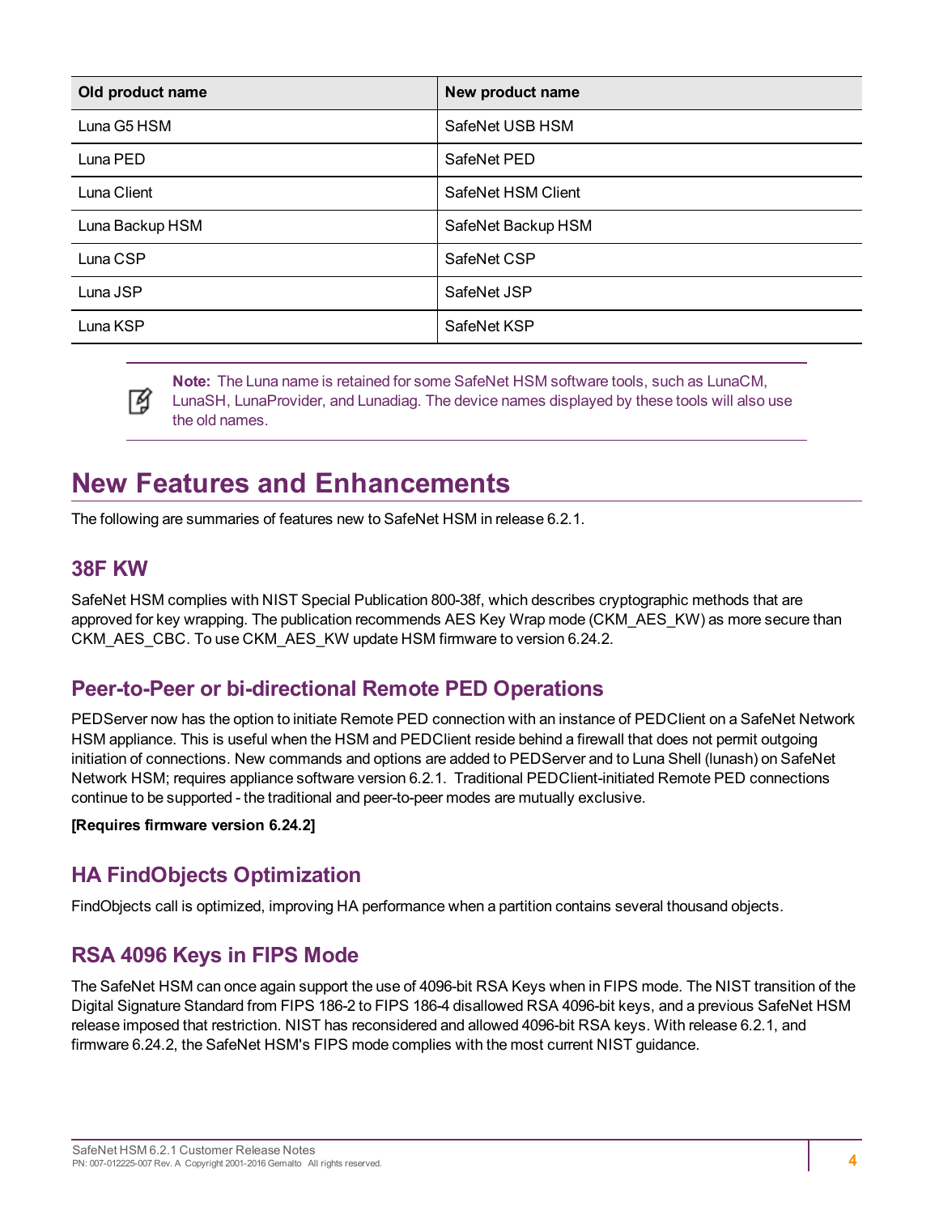| Old product name | New product name |
| --- | --- |
| Luna G5 HSM | SafeNet USB HSM |
| Luna PED | SafeNet PED |
| Luna Client | SafeNet HSM Client |
| Luna Backup HSM | SafeNet Backup HSM |
| Luna CSP | SafeNet CSP |
| Luna JSP | SafeNet JSP |
| Luna KSP | SafeNet KSP |

> **Note:** The Luna name is retained for some SafeNet HSM software tools, such as LunaCM, LunaSH, LunaProvider, and Lunadiag. The device names displayed by these tools will also use the old names.

# New Features and Enhancements

The following are summaries of features new to SafeNet HSM in release 6.2.1.

## 38F KW

SafeNet HSM complies with NIST Special Publication 800-38f, which describes cryptographic methods that are approved for key wrapping. The publication recommends AES Key Wrap mode (CKM_AES_KW) as more secure than CKM_AES_CBC. To use CKM_AES_KW update HSM firmware to version 6.24.2.

## Peer-to-Peer or bi-directional Remote PED Operations

PEDServer now has the option to initiate Remote PED connection with an instance of PEDClient on a SafeNet Network HSM appliance. This is useful when the HSM and PEDClient reside behind a firewall that does not permit outgoing initiation of connections. New commands and options are added to PEDServer and to Luna Shell (lunash) on SafeNet Network HSM; requires appliance software version 6.2.1. Traditional PEDClient-initiated Remote PED connections continue to be supported - the traditional and peer-to-peer modes are mutually exclusive.

**[Requires firmware version 6.24.2]**

## HA FindObjects Optimization

FindObjects call is optimized, improving HA performance when a partition contains several thousand objects.

## RSA 4096 Keys in FIPS Mode

The SafeNet HSM can once again support the use of 4096-bit RSA Keys when in FIPS mode. The NIST transition of the Digital Signature Standard from FIPS 186-2 to FIPS 186-4 disallowed RSA 4096-bit keys, and a previous SafeNet HSM release imposed that restriction. NIST has reconsidered and allowed 4096-bit RSA keys. With release 6.2.1, and firmware 6.24.2, the SafeNet HSM's FIPS mode complies with the most current NIST guidance.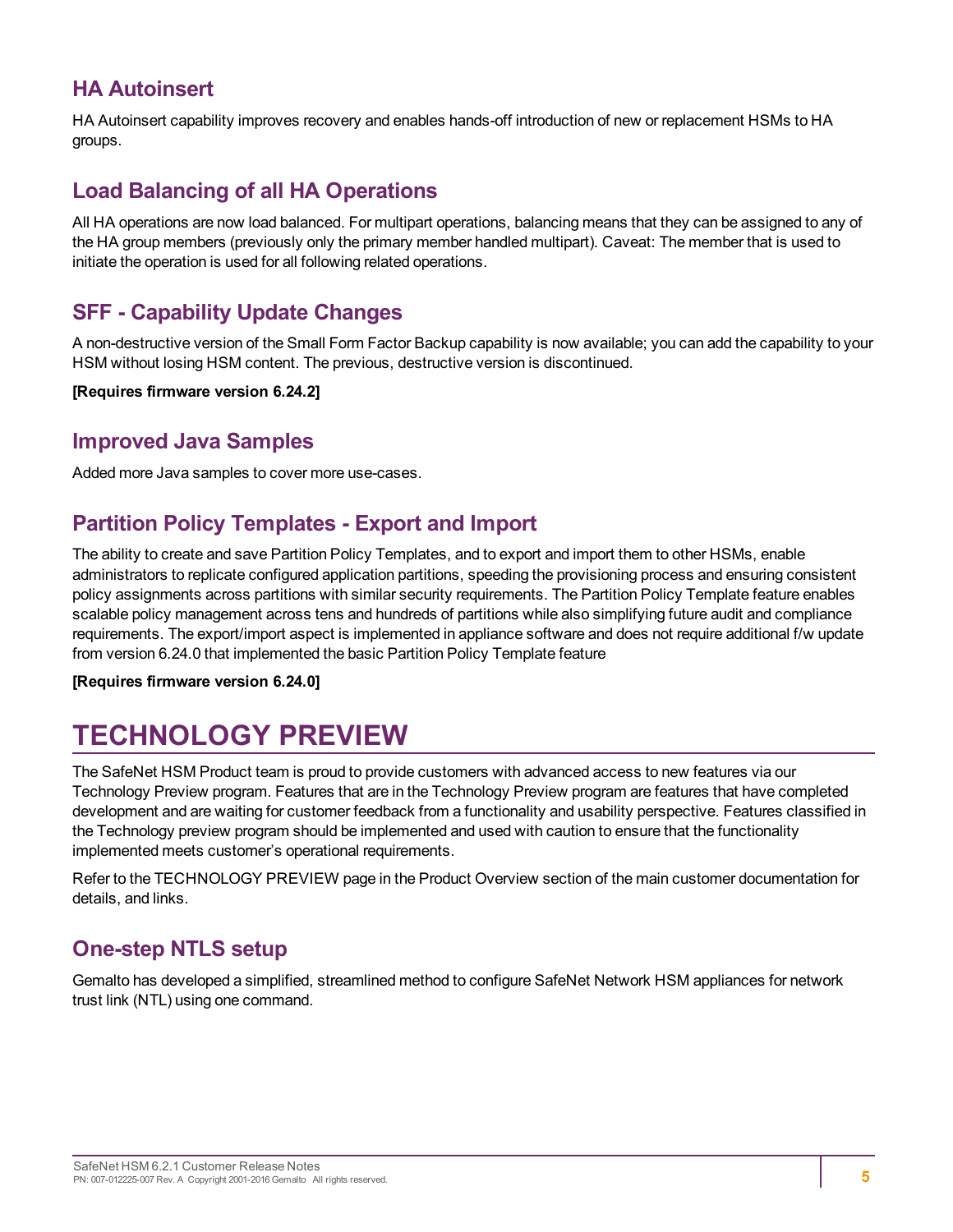## HA Autoinsert

HA Autoinsert capability improves recovery and enables hands-off introduction of new or replacement HSMs to HA groups.

## Load Balancing of all HA Operations

All HA operations are now load balanced. For multipart operations, balancing means that they can be assigned to any of the HA group members (previously only the primary member handled multipart). Caveat: The member that is used to initiate the operation is used for all following related operations.

## SFF - Capability Update Changes

A non-destructive version of the Small Form Factor Backup capability is now available; you can add the capability to your HSM without losing HSM content. The previous, destructive version is discontinued.

**[Requires firmware version 6.24.2]**

## Improved Java Samples

Added more Java samples to cover more use-cases.

## Partition Policy Templates - Export and Import

The ability to create and save Partition Policy Templates, and to export and import them to other HSMs, enable administrators to replicate configured application partitions, speeding the provisioning process and ensuring consistent policy assignments across partitions with similar security requirements. The Partition Policy Template feature enables scalable policy management across tens and hundreds of partitions while also simplifying future audit and compliance requirements. The export/import aspect is implemented in appliance software and does not require additional f/w update from version 6.24.0 that implemented the basic Partition Policy Template feature

**[Requires firmware version 6.24.0]**

# TECHNOLOGY PREVIEW

The SafeNet HSM Product team is proud to provide customers with advanced access to new features via our Technology Preview program. Features that are in the Technology Preview program are features that have completed development and are waiting for customer feedback from a functionality and usability perspective. Features classified in the Technology preview program should be implemented and used with caution to ensure that the functionality implemented meets customer's operational requirements.

Refer to the TECHNOLOGY PREVIEW page in the Product Overview section of the main customer documentation for details, and links.

## One-step NTLS setup

Gemalto has developed a simplified, streamlined method to configure SafeNet Network HSM appliances for network trust link (NTL) using one command.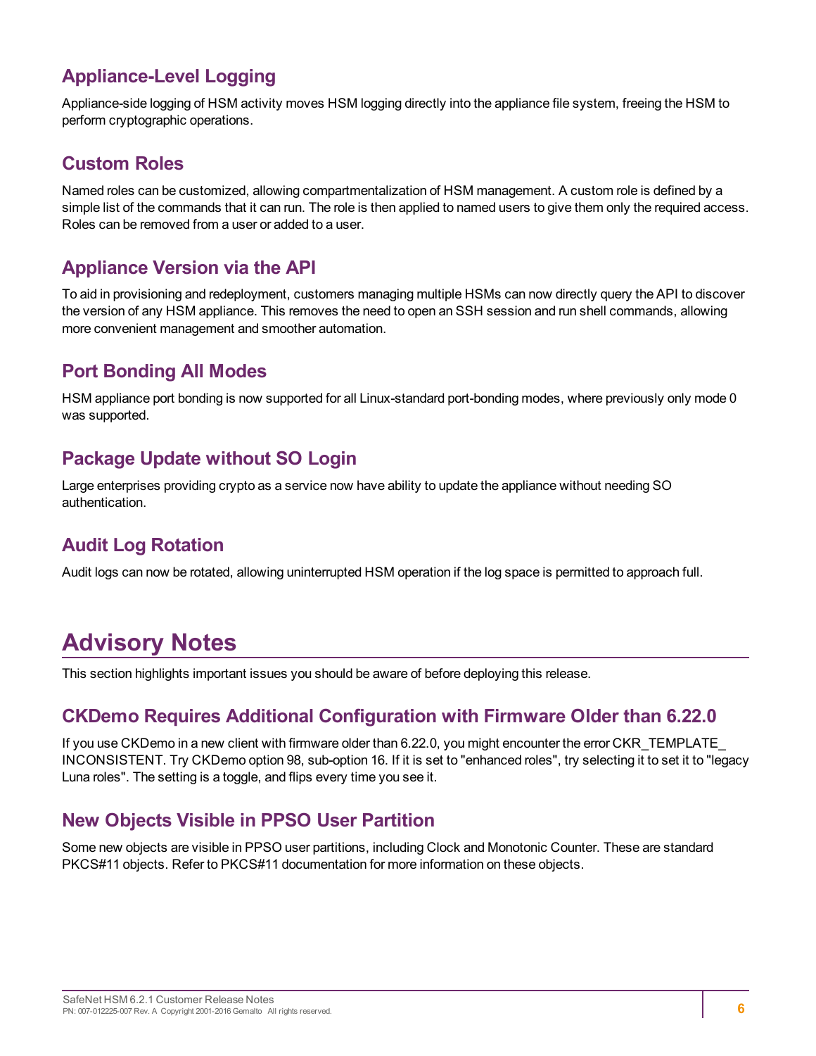## Appliance-Level Logging

Appliance-side logging of HSM activity moves HSM logging directly into the appliance file system, freeing the HSM to perform cryptographic operations.

## Custom Roles

Named roles can be customized, allowing compartmentalization of HSM management. A custom role is defined by a simple list of the commands that it can run. The role is then applied to named users to give them only the required access. Roles can be removed from a user or added to a user.

## Appliance Version via the API

To aid in provisioning and redeployment, customers managing multiple HSMs can now directly query the API to discover the version of any HSM appliance. This removes the need to open an SSH session and run shell commands, allowing more convenient management and smoother automation.

## Port Bonding All Modes

HSM appliance port bonding is now supported for all Linux-standard port-bonding modes, where previously only mode 0 was supported.

## Package Update without SO Login

Large enterprises providing crypto as a service now have ability to update the appliance without needing SO authentication.

## Audit Log Rotation

Audit logs can now be rotated, allowing uninterrupted HSM operation if the log space is permitted to approach full.

# Advisory Notes

This section highlights important issues you should be aware of before deploying this release.

## CKDemo Requires Additional Configuration with Firmware Older than 6.22.0

If you use CKDemo in a new client with firmware older than 6.22.0, you might encounter the error CKR_TEMPLATE_INCONSISTENT. Try CKDemo option 98, sub-option 16. If it is set to "enhanced roles", try selecting it to set it to "legacy Luna roles". The setting is a toggle, and flips every time you see it.

## New Objects Visible in PPSO User Partition

Some new objects are visible in PPSO user partitions, including Clock and Monotonic Counter. These are standard PKCS#11 objects. Refer to PKCS#11 documentation for more information on these objects.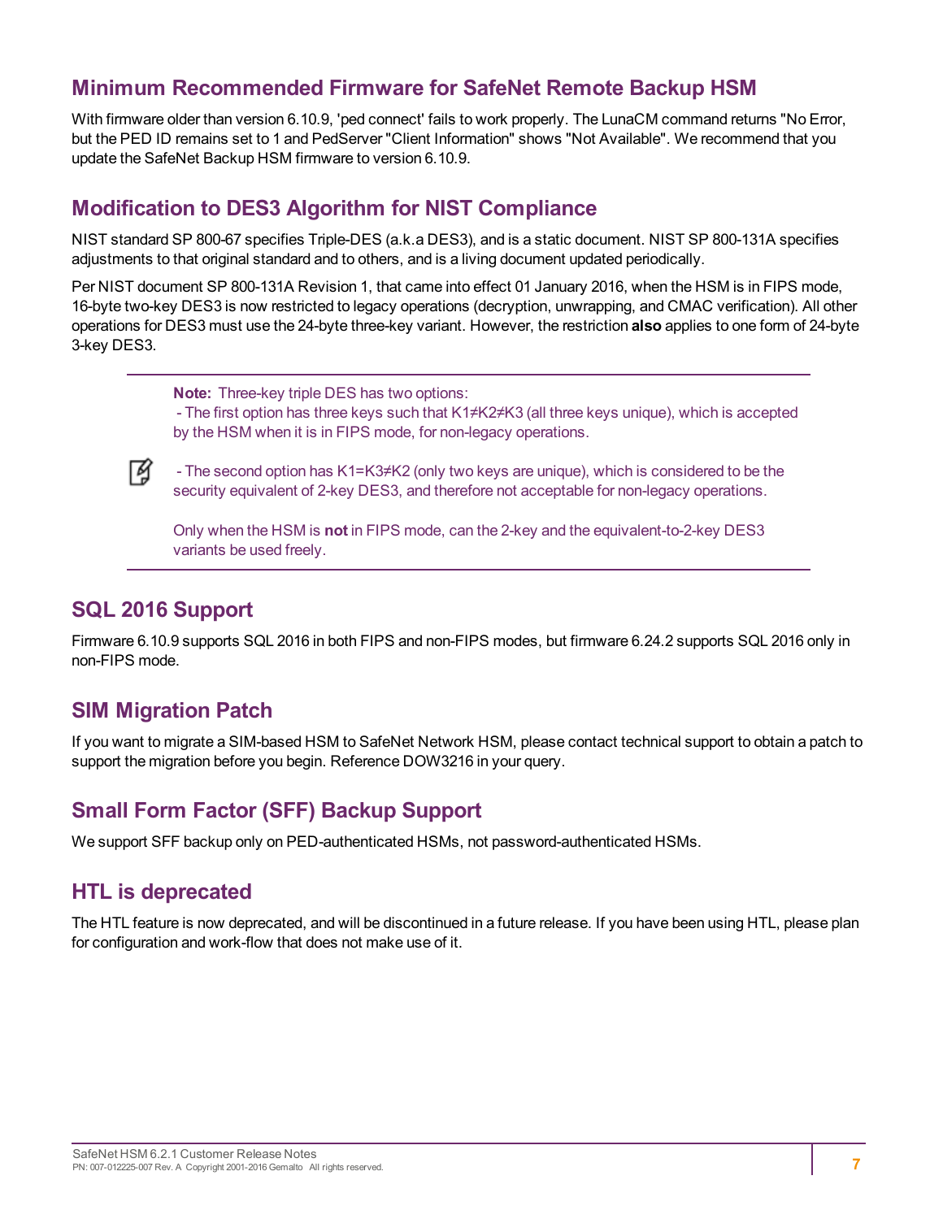## Minimum Recommended Firmware for SafeNet Remote Backup HSM

With firmware older than version 6.10.9, 'ped connect' fails to work properly. The LunaCM command returns "No Error, but the PED ID remains set to 1 and PedServer "Client Information" shows "Not Available". We recommend that you update the SafeNet Backup HSM firmware to version 6.10.9.

## Modification to DES3 Algorithm for NIST Compliance

NIST standard SP 800-67 specifies Triple-DES (a.k.a DES3), and is a static document. NIST SP 800-131A specifies adjustments to that original standard and to others, and is a living document updated periodically.

Per NIST document SP 800-131A Revision 1, that came into effect 01 January 2016, when the HSM is in FIPS mode, 16-byte two-key DES3 is now restricted to legacy operations (decryption, unwrapping, and CMAC verification). All other operations for DES3 must use the 24-byte three-key variant. However, the restriction **also** applies to one form of 24-byte 3-key DES3.

> **Note:** Three-key triple DES has two options:
> - The first option has three keys such that K1≠K2≠K3 (all three keys unique), which is accepted by the HSM when it is in FIPS mode, for non-legacy operations.
>
> - The second option has K1=K3≠K2 (only two keys are unique), which is considered to be the security equivalent of 2-key DES3, and therefore not acceptable for non-legacy operations.
>
> Only when the HSM is **not** in FIPS mode, can the 2-key and the equivalent-to-2-key DES3 variants be used freely.

## SQL 2016 Support

Firmware 6.10.9 supports SQL 2016 in both FIPS and non-FIPS modes, but firmware 6.24.2 supports SQL 2016 only in non-FIPS mode.

## SIM Migration Patch

If you want to migrate a SIM-based HSM to SafeNet Network HSM, please contact technical support to obtain a patch to support the migration before you begin. Reference DOW3216 in your query.

## Small Form Factor (SFF) Backup Support

We support SFF backup only on PED-authenticated HSMs, not password-authenticated HSMs.

## HTL is deprecated

The HTL feature is now deprecated, and will be discontinued in a future release. If you have been using HTL, please plan for configuration and work-flow that does not make use of it.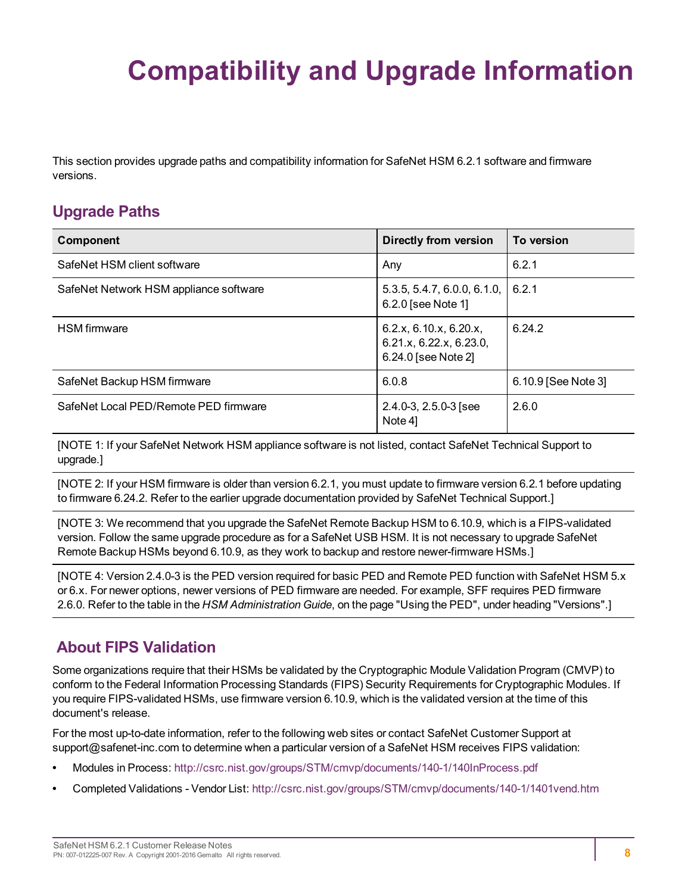# Compatibility and Upgrade Information

This section provides upgrade paths and compatibility information for SafeNet HSM 6.2.1 software and firmware versions.

## Upgrade Paths

| Component | Directly from version | To version |
|---|---|---|
| SafeNet HSM client software | Any | 6.2.1 |
| SafeNet Network HSM appliance software | 5.3.5, 5.4.7, 6.0.0, 6.1.0, 6.2.0 [see Note 1] | 6.2.1 |
| HSM firmware | 6.2.x, 6.10.x, 6.20.x, 6.21.x, 6.22.x, 6.23.0, 6.24.0 [see Note 2] | 6.24.2 |
| SafeNet Backup HSM firmware | 6.0.8 | 6.10.9 [See Note 3] |
| SafeNet Local PED/Remote PED firmware | 2.4.0-3, 2.5.0-3 [see Note 4] | 2.6.0 |

[NOTE 1: If your SafeNet Network HSM appliance software is not listed, contact SafeNet Technical Support to upgrade.]

[NOTE 2: If your HSM firmware is older than version 6.2.1, you must update to firmware version 6.2.1 before updating to firmware 6.24.2. Refer to the earlier upgrade documentation provided by SafeNet Technical Support.]

[NOTE 3: We recommend that you upgrade the SafeNet Remote Backup HSM to 6.10.9, which is a FIPS-validated version. Follow the same upgrade procedure as for a SafeNet USB HSM. It is not necessary to upgrade SafeNet Remote Backup HSMs beyond 6.10.9, as they work to backup and restore newer-firmware HSMs.]

[NOTE 4: Version 2.4.0-3 is the PED version required for basic PED and Remote PED function with SafeNet HSM 5.x or 6.x. For newer options, newer versions of PED firmware are needed. For example, SFF requires PED firmware 2.6.0. Refer to the table in the *HSM Administration Guide*, on the page "Using the PED", under heading "Versions".]

## About FIPS Validation

Some organizations require that their HSMs be validated by the Cryptographic Module Validation Program (CMVP) to conform to the Federal Information Processing Standards (FIPS) Security Requirements for Cryptographic Modules. If you require FIPS-validated HSMs, use firmware version 6.10.9, which is the validated version at the time of this document's release.

For the most up-to-date information, refer to the following web sites or contact SafeNet Customer Support at support@safenet-inc.com to determine when a particular version of a SafeNet HSM receives FIPS validation:

- Modules in Process: http://csrc.nist.gov/groups/STM/cmvp/documents/140-1/140InProcess.pdf
- Completed Validations - Vendor List: http://csrc.nist.gov/groups/STM/cmvp/documents/140-1/1401vend.htm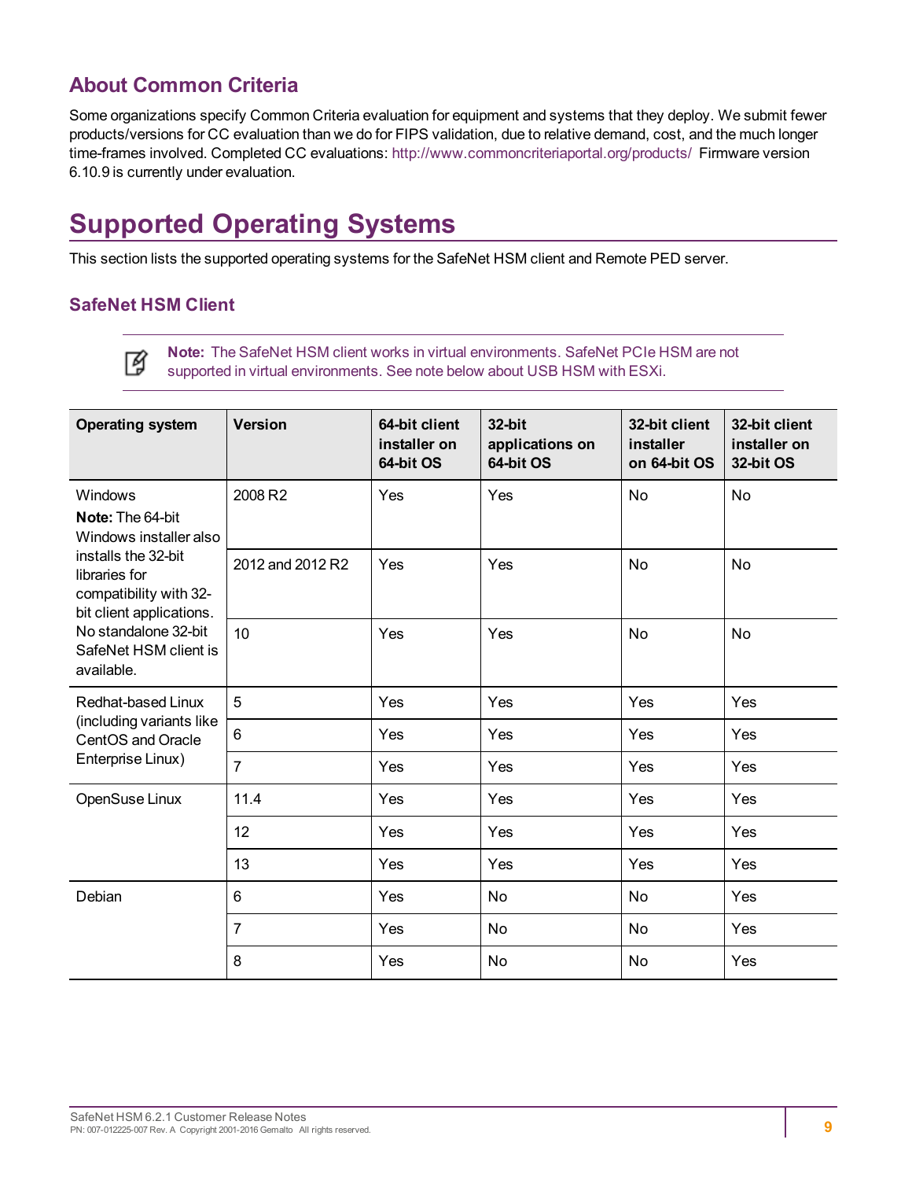## About Common Criteria

Some organizations specify Common Criteria evaluation for equipment and systems that they deploy. We submit fewer products/versions for CC evaluation than we do for FIPS validation, due to relative demand, cost, and the much longer time-frames involved. Completed CC evaluations: http://www.commoncriteriaportal.org/products/ Firmware version 6.10.9 is currently under evaluation.

# Supported Operating Systems

This section lists the supported operating systems for the SafeNet HSM client and Remote PED server.

### SafeNet HSM Client

> **Note:** The SafeNet HSM client works in virtual environments. SafeNet PCIe HSM are not supported in virtual environments. See note below about USB HSM with ESXi.

| Operating system | Version | 64-bit client installer on 64-bit OS | 32-bit applications on 64-bit OS | 32-bit client installer on 64-bit OS | 32-bit client installer on 32-bit OS |
|---|---|---|---|---|---|
| Windows **Note:** The 64-bit Windows installer also installs the 32-bit libraries for compatibility with 32-bit client applications. No standalone 32-bit SafeNet HSM client is available. | 2008 R2 | Yes | Yes | No | No |
| | 2012 and 2012 R2 | Yes | Yes | No | No |
| | 10 | Yes | Yes | No | No |
| Redhat-based Linux (including variants like CentOS and Oracle Enterprise Linux) | 5 | Yes | Yes | Yes | Yes |
| | 6 | Yes | Yes | Yes | Yes |
| | 7 | Yes | Yes | Yes | Yes |
| OpenSuse Linux | 11.4 | Yes | Yes | Yes | Yes |
| | 12 | Yes | Yes | Yes | Yes |
| | 13 | Yes | Yes | Yes | Yes |
| Debian | 6 | Yes | No | No | Yes |
| | 7 | Yes | No | No | Yes |
| | 8 | Yes | No | No | Yes |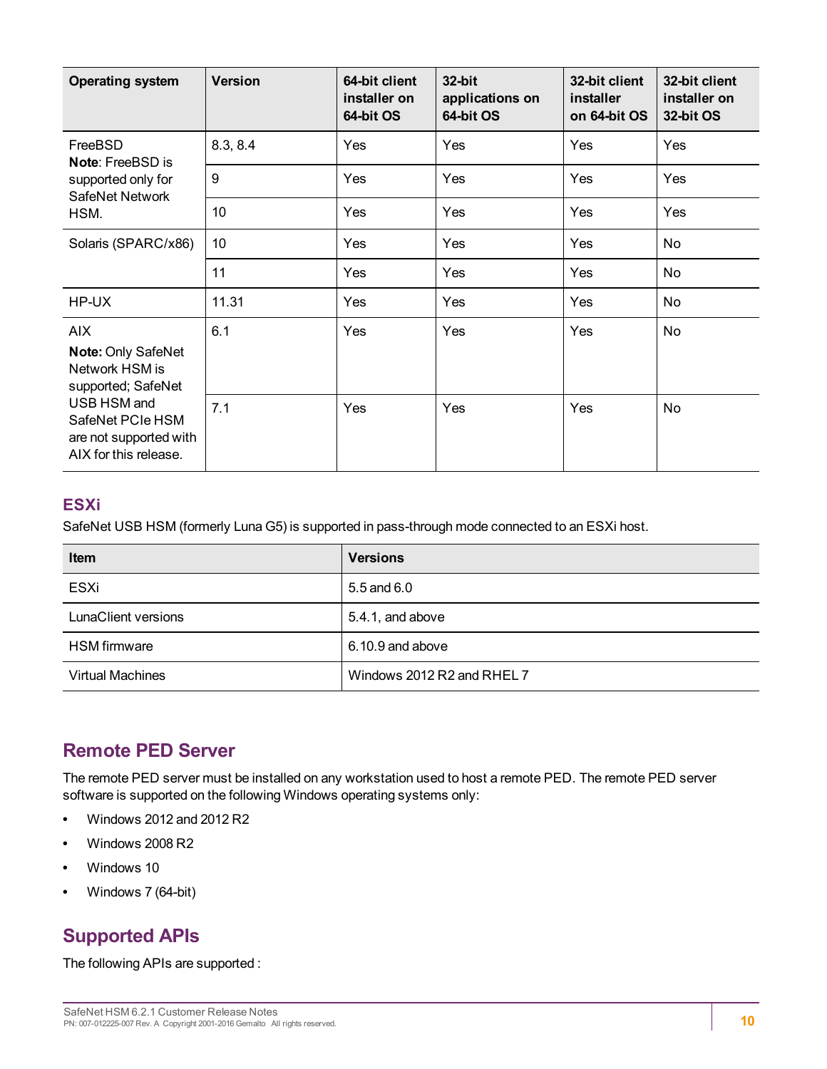| Operating system | Version | 64-bit client installer on 64-bit OS | 32-bit applications on 64-bit OS | 32-bit client installer on 64-bit OS | 32-bit client installer on 32-bit OS |
|---|---|---|---|---|---|
| FreeBSD **Note**: FreeBSD is supported only for SafeNet Network HSM. | 8.3, 8.4 | Yes | Yes | Yes | Yes |
| | 9 | Yes | Yes | Yes | Yes |
| | 10 | Yes | Yes | Yes | Yes |
| Solaris (SPARC/x86) | 10 | Yes | Yes | Yes | No |
| | 11 | Yes | Yes | Yes | No |
| HP-UX | 11.31 | Yes | Yes | Yes | No |
| AIX **Note:** Only SafeNet Network HSM is supported; SafeNet USB HSM and SafeNet PCIe HSM are not supported with AIX for this release. | 6.1 | Yes | Yes | Yes | No |
| | 7.1 | Yes | Yes | Yes | No |

### ESXi

SafeNet USB HSM (formerly Luna G5) is supported in pass-through mode connected to an ESXi host.

| Item | Versions |
|---|---|
| ESXi | 5.5 and 6.0 |
| LunaClient versions | 5.4.1, and above |
| HSM firmware | 6.10.9 and above |
| Virtual Machines | Windows 2012 R2 and RHEL 7 |

## Remote PED Server

The remote PED server must be installed on any workstation used to host a remote PED. The remote PED server software is supported on the following Windows operating systems only:

- Windows 2012 and 2012 R2
- Windows 2008 R2
- Windows 10
- Windows 7 (64-bit)

## Supported APIs

The following APIs are supported :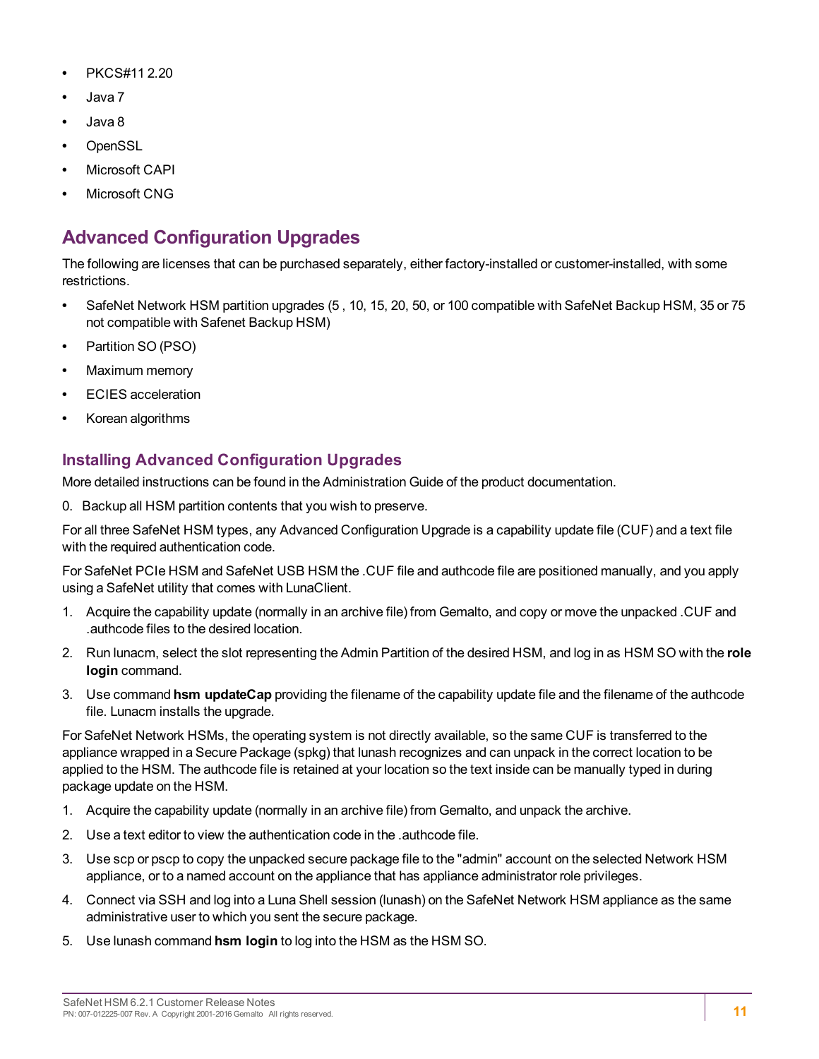- PKCS#11 2.20
- Java 7
- Java 8
- OpenSSL
- Microsoft CAPI
- Microsoft CNG

## Advanced Configuration Upgrades

The following are licenses that can be purchased separately, either factory-installed or customer-installed, with some restrictions.

- SafeNet Network HSM partition upgrades (5 , 10, 15, 20, 50, or 100 compatible with SafeNet Backup HSM, 35 or 75 not compatible with Safenet Backup HSM)
- Partition SO (PSO)
- Maximum memory
- ECIES acceleration
- Korean algorithms

### Installing Advanced Configuration Upgrades

More detailed instructions can be found in the Administration Guide of the product documentation.

0. Backup all HSM partition contents that you wish to preserve.

For all three SafeNet HSM types, any Advanced Configuration Upgrade is a capability update file (CUF) and a text file with the required authentication code.

For SafeNet PCIe HSM and SafeNet USB HSM the .CUF file and authcode file are positioned manually, and you apply using a SafeNet utility that comes with LunaClient.

1. Acquire the capability update (normally in an archive file) from Gemalto, and copy or move the unpacked .CUF and .authcode files to the desired location.
2. Run lunacm, select the slot representing the Admin Partition of the desired HSM, and log in as HSM SO with the **role login** command.
3. Use command **hsm updateCap** providing the filename of the capability update file and the filename of the authcode file. Lunacm installs the upgrade.

For SafeNet Network HSMs, the operating system is not directly available, so the same CUF is transferred to the appliance wrapped in a Secure Package (spkg) that lunash recognizes and can unpack in the correct location to be applied to the HSM. The authcode file is retained at your location so the text inside can be manually typed in during package update on the HSM.

1. Acquire the capability update (normally in an archive file) from Gemalto, and unpack the archive.
2. Use a text editor to view the authentication code in the .authcode file.
3. Use scp or pscp to copy the unpacked secure package file to the "admin" account on the selected Network HSM appliance, or to a named account on the appliance that has appliance administrator role privileges.
4. Connect via SSH and log into a Luna Shell session (lunash) on the SafeNet Network HSM appliance as the same administrative user to which you sent the secure package.
5. Use lunash command **hsm login** to log into the HSM as the HSM SO.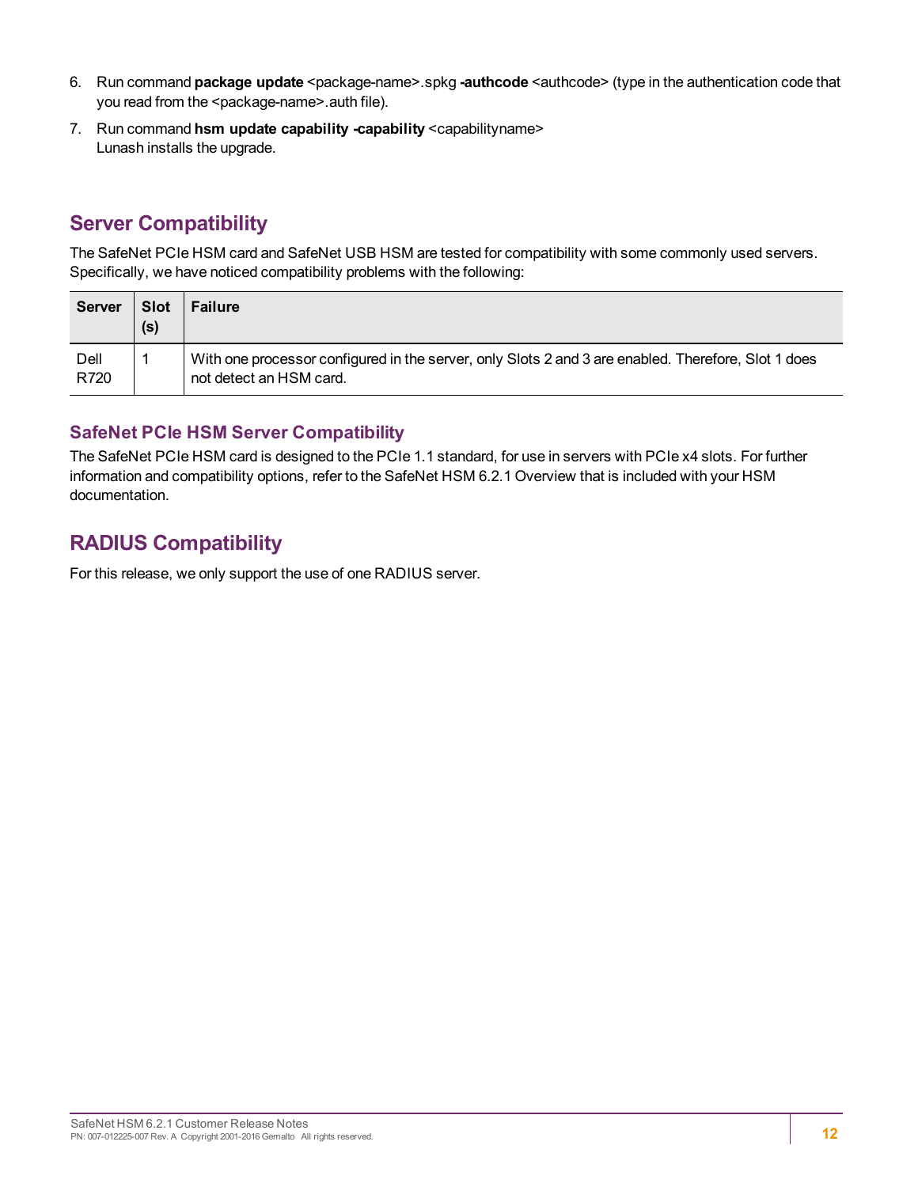6. Run command **package update** <package-name>.spkg **-authcode** <authcode> (type in the authentication code that you read from the <package-name>.auth file).
7. Run command **hsm update capability -capability** <capabilityname>
   Lunash installs the upgrade.

## Server Compatibility

The SafeNet PCIe HSM card and SafeNet USB HSM are tested for compatibility with some commonly used servers. Specifically, we have noticed compatibility problems with the following:

| Server | Slot (s) | Failure |
| --- | --- | --- |
| Dell R720 | 1 | With one processor configured in the server, only Slots 2 and 3 are enabled. Therefore, Slot 1 does not detect an HSM card. |

### SafeNet PCIe HSM Server Compatibility

The SafeNet PCIe HSM card is designed to the PCIe 1.1 standard, for use in servers with PCIe x4 slots. For further information and compatibility options, refer to the SafeNet HSM 6.2.1 Overview that is included with your HSM documentation.

## RADIUS Compatibility

For this release, we only support the use of one RADIUS server.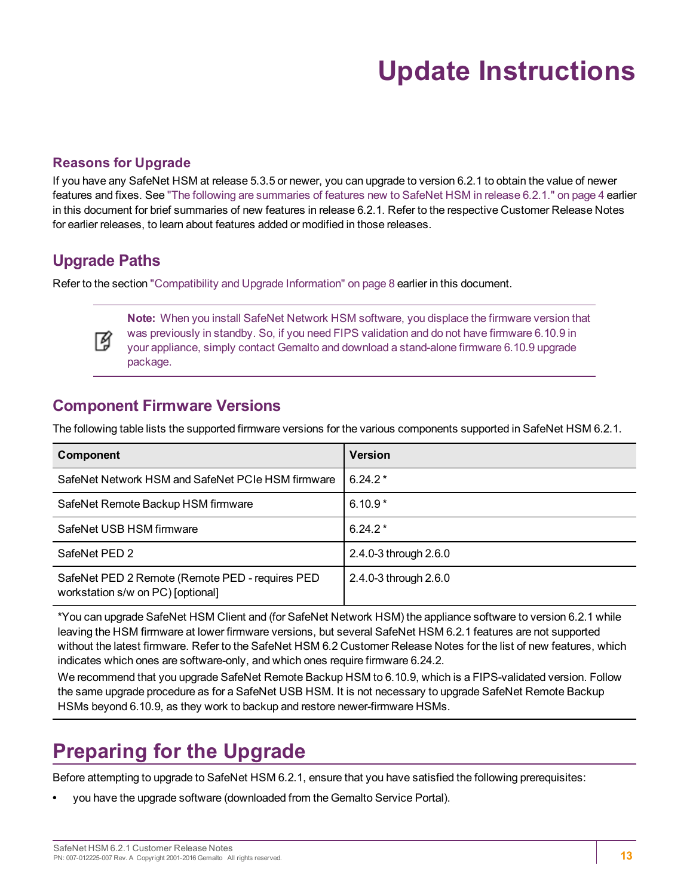# Update Instructions

### Reasons for Upgrade

If you have any SafeNet HSM at release 5.3.5 or newer, you can upgrade to version 6.2.1 to obtain the value of newer features and fixes. See "The following are summaries of features new to SafeNet HSM in release 6.2.1." on page 4 earlier in this document for brief summaries of new features in release 6.2.1. Refer to the respective Customer Release Notes for earlier releases, to learn about features added or modified in those releases.

## Upgrade Paths

Refer to the section "Compatibility and Upgrade Information" on page 8 earlier in this document.

> **Note:** When you install SafeNet Network HSM software, you displace the firmware version that was previously in standby. So, if you need FIPS validation and do not have firmware 6.10.9 in your appliance, simply contact Gemalto and download a stand-alone firmware 6.10.9 upgrade package.

## Component Firmware Versions

The following table lists the supported firmware versions for the various components supported in SafeNet HSM 6.2.1.

| Component | Version |
|---|---|
| SafeNet Network HSM and SafeNet PCIe HSM firmware | 6.24.2 * |
| SafeNet Remote Backup HSM firmware | 6.10.9 * |
| SafeNet USB HSM firmware | 6.24.2 * |
| SafeNet PED 2 | 2.4.0-3 through 2.6.0 |
| SafeNet PED 2 Remote (Remote PED - requires PED workstation s/w on PC) [optional] | 2.4.0-3 through 2.6.0 |

*You can upgrade SafeNet HSM Client and (for SafeNet Network HSM) the appliance software to version 6.2.1 while leaving the HSM firmware at lower firmware versions, but several SafeNet HSM 6.2.1 features are not supported without the latest firmware. Refer to the SafeNet HSM 6.2 Customer Release Notes for the list of new features, which indicates which ones are software-only, and which ones require firmware 6.24.2.

We recommend that you upgrade SafeNet Remote Backup HSM to 6.10.9, which is a FIPS-validated version. Follow the same upgrade procedure as for a SafeNet USB HSM. It is not necessary to upgrade SafeNet Remote Backup HSMs beyond 6.10.9, as they work to backup and restore newer-firmware HSMs.

# Preparing for the Upgrade

Before attempting to upgrade to SafeNet HSM 6.2.1, ensure that you have satisfied the following prerequisites:

- you have the upgrade software (downloaded from the Gemalto Service Portal).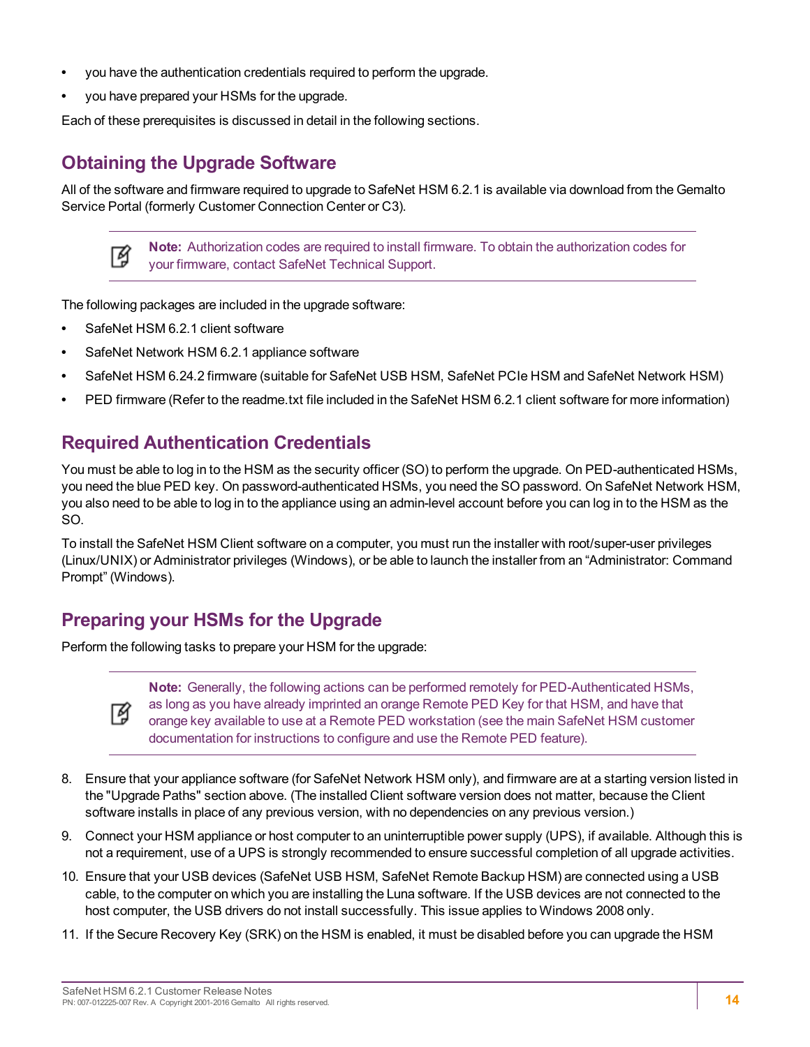- you have the authentication credentials required to perform the upgrade.
- you have prepared your HSMs for the upgrade.

Each of these prerequisites is discussed in detail in the following sections.

## Obtaining the Upgrade Software

All of the software and firmware required to upgrade to SafeNet HSM 6.2.1 is available via download from the Gemalto Service Portal (formerly Customer Connection Center or C3).

> **Note:** Authorization codes are required to install firmware. To obtain the authorization codes for your firmware, contact SafeNet Technical Support.

The following packages are included in the upgrade software:

- SafeNet HSM 6.2.1 client software
- SafeNet Network HSM 6.2.1 appliance software
- SafeNet HSM 6.24.2 firmware (suitable for SafeNet USB HSM, SafeNet PCIe HSM and SafeNet Network HSM)
- PED firmware (Refer to the readme.txt file included in the SafeNet HSM 6.2.1 client software for more information)

## Required Authentication Credentials

You must be able to log in to the HSM as the security officer (SO) to perform the upgrade. On PED-authenticated HSMs, you need the blue PED key. On password-authenticated HSMs, you need the SO password. On SafeNet Network HSM, you also need to be able to log in to the appliance using an admin-level account before you can log in to the HSM as the SO.

To install the SafeNet HSM Client software on a computer, you must run the installer with root/super-user privileges (Linux/UNIX) or Administrator privileges (Windows), or be able to launch the installer from an “Administrator: Command Prompt” (Windows).

## Preparing your HSMs for the Upgrade

Perform the following tasks to prepare your HSM for the upgrade:

> **Note:** Generally, the following actions can be performed remotely for PED-Authenticated HSMs, as long as you have already imprinted an orange Remote PED Key for that HSM, and have that orange key available to use at a Remote PED workstation (see the main SafeNet HSM customer documentation for instructions to configure and use the Remote PED feature).

8. Ensure that your appliance software (for SafeNet Network HSM only), and firmware are at a starting version listed in the "Upgrade Paths" section above. (The installed Client software version does not matter, because the Client software installs in place of any previous version, with no dependencies on any previous version.)
9. Connect your HSM appliance or host computer to an uninterruptible power supply (UPS), if available. Although this is not a requirement, use of a UPS is strongly recommended to ensure successful completion of all upgrade activities.
10. Ensure that your USB devices (SafeNet USB HSM, SafeNet Remote Backup HSM) are connected using a USB cable, to the computer on which you are installing the Luna software. If the USB devices are not connected to the host computer, the USB drivers do not install successfully. This issue applies to Windows 2008 only.
11. If the Secure Recovery Key (SRK) on the HSM is enabled, it must be disabled before you can upgrade the HSM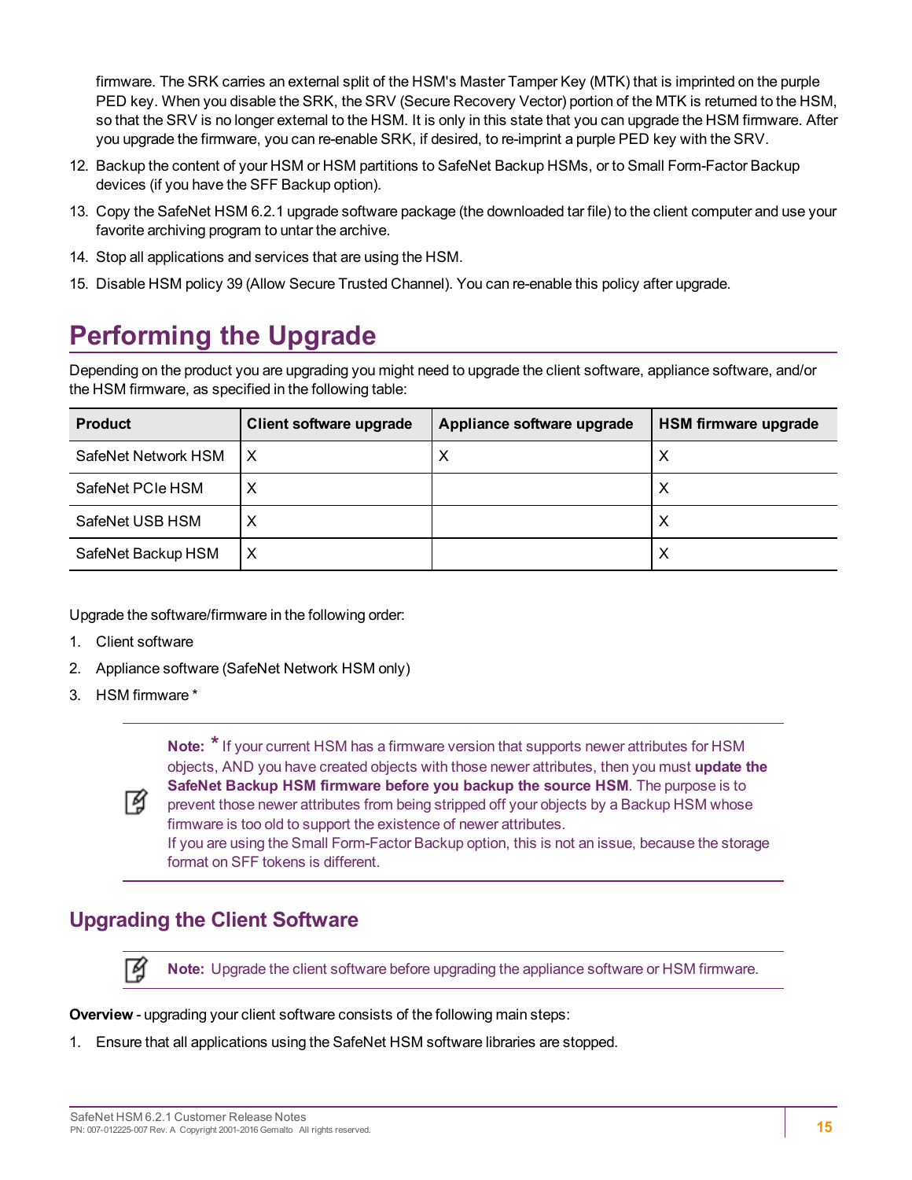firmware. The SRK carries an external split of the HSM's Master Tamper Key (MTK) that is imprinted on the purple PED key. When you disable the SRK, the SRV (Secure Recovery Vector) portion of the MTK is returned to the HSM, so that the SRV is no longer external to the HSM. It is only in this state that you can upgrade the HSM firmware. After you upgrade the firmware, you can re-enable SRK, if desired, to re-imprint a purple PED key with the SRV.

12. Backup the content of your HSM or HSM partitions to SafeNet Backup HSMs, or to Small Form-Factor Backup devices (if you have the SFF Backup option).
13. Copy the SafeNet HSM 6.2.1 upgrade software package (the downloaded tar file) to the client computer and use your favorite archiving program to untar the archive.
14. Stop all applications and services that are using the HSM.
15. Disable HSM policy 39 (Allow Secure Trusted Channel). You can re-enable this policy after upgrade.

# Performing the Upgrade

Depending on the product you are upgrading you might need to upgrade the client software, appliance software, and/or the HSM firmware, as specified in the following table:

| Product | Client software upgrade | Appliance software upgrade | HSM firmware upgrade |
|---|---|---|---|
| SafeNet Network HSM | X | X | X |
| SafeNet PCIe HSM | X | | X |
| SafeNet USB HSM | X | | X |
| SafeNet Backup HSM | X | | X |

Upgrade the software/firmware in the following order:

1. Client software
2. Appliance software (SafeNet Network HSM only)
3. HSM firmware *

> **Note:** * If your current HSM has a firmware version that supports newer attributes for HSM objects, AND you have created objects with those newer attributes, then you must **update the SafeNet Backup HSM firmware before you backup the source HSM**. The purpose is to prevent those newer attributes from being stripped off your objects by a Backup HSM whose firmware is too old to support the existence of newer attributes.
> If you are using the Small Form-Factor Backup option, this is not an issue, because the storage format on SFF tokens is different.

## Upgrading the Client Software

> **Note:** Upgrade the client software before upgrading the appliance software or HSM firmware.

**Overview** - upgrading your client software consists of the following main steps:

1. Ensure that all applications using the SafeNet HSM software libraries are stopped.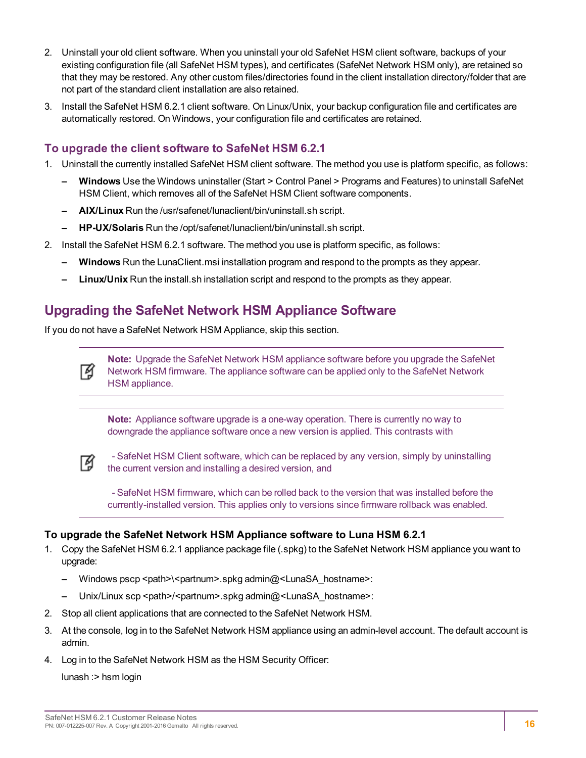2. Uninstall your old client software. When you uninstall your old SafeNet HSM client software, backups of your existing configuration file (all SafeNet HSM types), and certificates (SafeNet Network HSM only), are retained so that they may be restored. Any other custom files/directories found in the client installation directory/folder that are not part of the standard client installation are also retained.
3. Install the SafeNet HSM 6.2.1 client software. On Linux/Unix, your backup configuration file and certificates are automatically restored. On Windows, your configuration file and certificates are retained.

### To upgrade the client software to SafeNet HSM 6.2.1

1. Uninstall the currently installed SafeNet HSM client software. The method you use is platform specific, as follows:
   - **Windows** Use the Windows uninstaller (Start > Control Panel > Programs and Features) to uninstall SafeNet HSM Client, which removes all of the SafeNet HSM Client software components.
   - **AIX/Linux** Run the /usr/safenet/lunaclient/bin/uninstall.sh script.
   - **HP-UX/Solaris** Run the /opt/safenet/lunaclient/bin/uninstall.sh script.
2. Install the SafeNet HSM 6.2.1 software. The method you use is platform specific, as follows:
   - **Windows** Run the LunaClient.msi installation program and respond to the prompts as they appear.
   - **Linux/Unix** Run the install.sh installation script and respond to the prompts as they appear.

## Upgrading the SafeNet Network HSM Appliance Software

If you do not have a SafeNet Network HSM Appliance, skip this section.

> **Note:** Upgrade the SafeNet Network HSM appliance software before you upgrade the SafeNet Network HSM firmware. The appliance software can be applied only to the SafeNet Network HSM appliance.

> **Note:** Appliance software upgrade is a one-way operation. There is currently no way to downgrade the appliance software once a new version is applied. This contrasts with
>
> - SafeNet HSM Client software, which can be replaced by any version, simply by uninstalling the current version and installing a desired version, and
>
> - SafeNet HSM firmware, which can be rolled back to the version that was installed before the currently-installed version. This applies only to versions since firmware rollback was enabled.

### To upgrade the SafeNet Network HSM Appliance software to Luna HSM 6.2.1

1. Copy the SafeNet HSM 6.2.1 appliance package file (.spkg) to the SafeNet Network HSM appliance you want to upgrade:
   - Windows pscp <path>\<partnum>.spkg admin@<LunaSA_hostname>:
   - Unix/Linux scp <path>/<partnum>.spkg admin@<LunaSA_hostname>:
2. Stop all client applications that are connected to the SafeNet Network HSM.
3. At the console, log in to the SafeNet Network HSM appliance using an admin-level account. The default account is admin.
4. Log in to the SafeNet Network HSM as the HSM Security Officer:

   ```
   lunash :> hsm login
   ```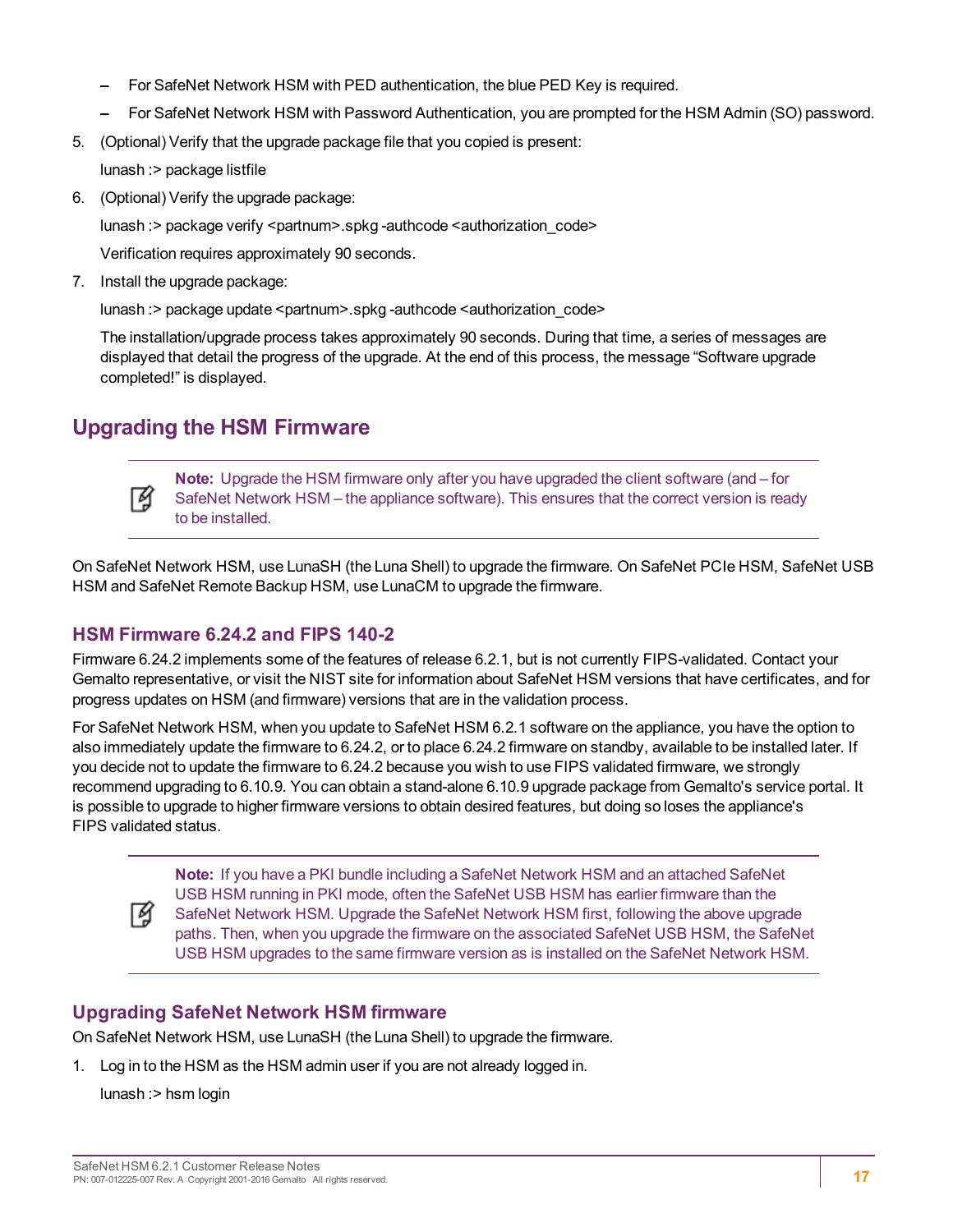- For SafeNet Network HSM with PED authentication, the blue PED Key is required.
   - For SafeNet Network HSM with Password Authentication, you are prompted for the HSM Admin (SO) password.

5. (Optional) Verify that the upgrade package file that you copied is present:

   lunash :> package listfile

6. (Optional) Verify the upgrade package:

   lunash :> package verify <partnum>.spkg -authcode <authorization_code>

   Verification requires approximately 90 seconds.

7. Install the upgrade package:

   lunash :> package update <partnum>.spkg -authcode <authorization_code>

   The installation/upgrade process takes approximately 90 seconds. During that time, a series of messages are displayed that detail the progress of the upgrade. At the end of this process, the message "Software upgrade completed!" is displayed.

## Upgrading the HSM Firmware

> **Note:** Upgrade the HSM firmware only after you have upgraded the client software (and – for SafeNet Network HSM – the appliance software). This ensures that the correct version is ready to be installed.

On SafeNet Network HSM, use LunaSH (the Luna Shell) to upgrade the firmware. On SafeNet PCIe HSM, SafeNet USB HSM and SafeNet Remote Backup HSM, use LunaCM to upgrade the firmware.

### HSM Firmware 6.24.2 and FIPS 140-2

Firmware 6.24.2 implements some of the features of release 6.2.1, but is not currently FIPS-validated. Contact your Gemalto representative, or visit the NIST site for information about SafeNet HSM versions that have certificates, and for progress updates on HSM (and firmware) versions that are in the validation process.

For SafeNet Network HSM, when you update to SafeNet HSM 6.2.1 software on the appliance, you have the option to also immediately update the firmware to 6.24.2, or to place 6.24.2 firmware on standby, available to be installed later. If you decide not to update the firmware to 6.24.2 because you wish to use FIPS validated firmware, we strongly recommend upgrading to 6.10.9. You can obtain a stand-alone 6.10.9 upgrade package from Gemalto's service portal. It is possible to upgrade to higher firmware versions to obtain desired features, but doing so loses the appliance's FIPS validated status.

> **Note:** If you have a PKI bundle including a SafeNet Network HSM and an attached SafeNet USB HSM running in PKI mode, often the SafeNet USB HSM has earlier firmware than the SafeNet Network HSM. Upgrade the SafeNet Network HSM first, following the above upgrade paths. Then, when you upgrade the firmware on the associated SafeNet USB HSM, the SafeNet USB HSM upgrades to the same firmware version as is installed on the SafeNet Network HSM.

### Upgrading SafeNet Network HSM firmware

On SafeNet Network HSM, use LunaSH (the Luna Shell) to upgrade the firmware.

1. Log in to the HSM as the HSM admin user if you are not already logged in.

   lunash :> hsm login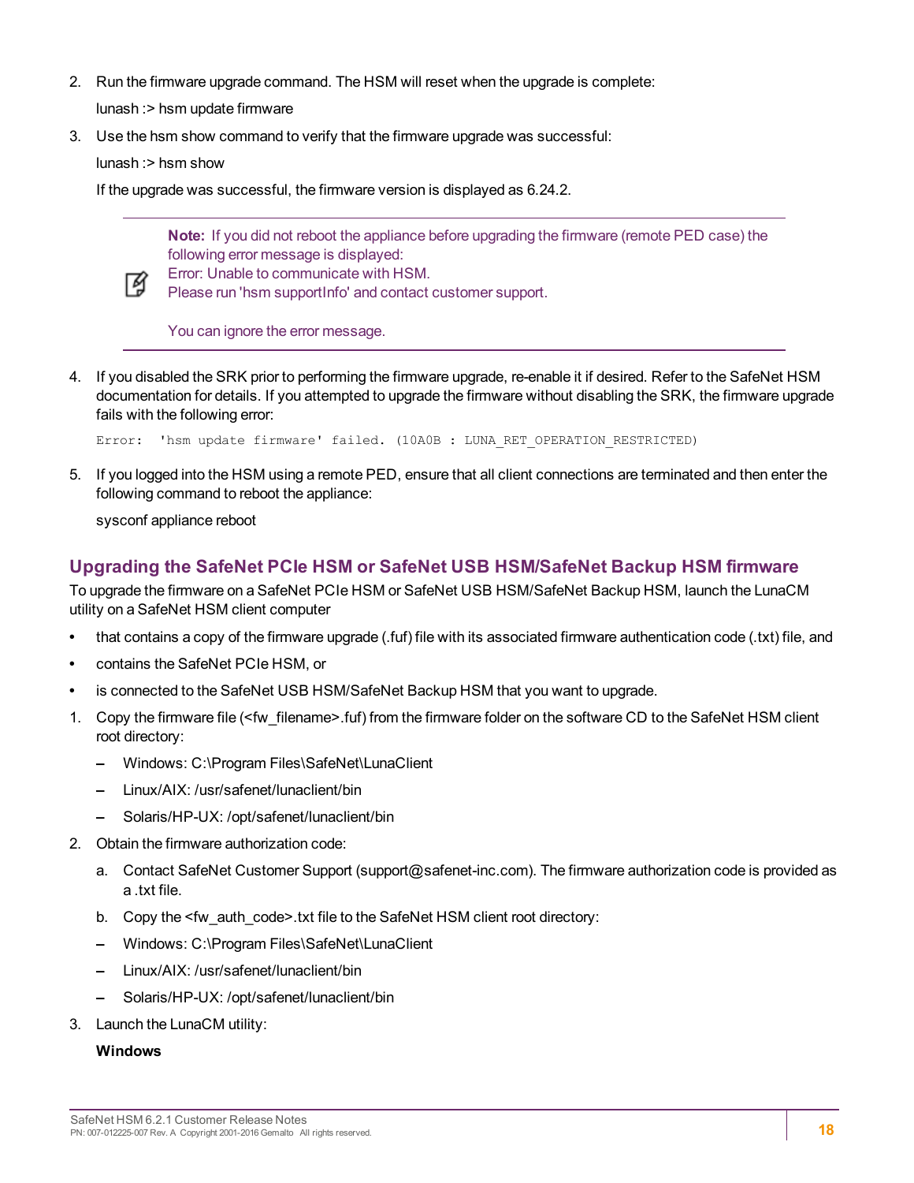2. Run the firmware upgrade command. The HSM will reset when the upgrade is complete:

   lunash :> hsm update firmware

3. Use the hsm show command to verify that the firmware upgrade was successful:

   lunash :> hsm show

   If the upgrade was successful, the firmware version is displayed as 6.24.2.

> **Note:** If you did not reboot the appliance before upgrading the firmware (remote PED case) the following error message is displayed:
> Error: Unable to communicate with HSM.
> Please run 'hsm supportInfo' and contact customer support.
>
> You can ignore the error message.

4. If you disabled the SRK prior to performing the firmware upgrade, re-enable it if desired. Refer to the SafeNet HSM documentation for details. If you attempted to upgrade the firmware without disabling the SRK, the firmware upgrade fails with the following error:

   ```
   Error:  'hsm update firmware' failed. (10A0B : LUNA_RET_OPERATION_RESTRICTED)
   ```

5. If you logged into the HSM using a remote PED, ensure that all client connections are terminated and then enter the following command to reboot the appliance:

   sysconf appliance reboot

## Upgrading the SafeNet PCIe HSM or SafeNet USB HSM/SafeNet Backup HSM firmware

To upgrade the firmware on a SafeNet PCIe HSM or SafeNet USB HSM/SafeNet Backup HSM, launch the LunaCM utility on a SafeNet HSM client computer

- that contains a copy of the firmware upgrade (.fuf) file with its associated firmware authentication code (.txt) file, and
- contains the SafeNet PCIe HSM, or
- is connected to the SafeNet USB HSM/SafeNet Backup HSM that you want to upgrade.

1. Copy the firmware file (<fw_filename>.fuf) from the firmware folder on the software CD to the SafeNet HSM client root directory:
   - Windows: C:\Program Files\SafeNet\LunaClient
   - Linux/AIX: /usr/safenet/lunaclient/bin
   - Solaris/HP-UX: /opt/safenet/lunaclient/bin
2. Obtain the firmware authorization code:
   a. Contact SafeNet Customer Support (support@safenet-inc.com). The firmware authorization code is provided as a .txt file.
   b. Copy the <fw_auth_code>.txt file to the SafeNet HSM client root directory:
   - Windows: C:\Program Files\SafeNet\LunaClient
   - Linux/AIX: /usr/safenet/lunaclient/bin
   - Solaris/HP-UX: /opt/safenet/lunaclient/bin
3. Launch the LunaCM utility:

   **Windows**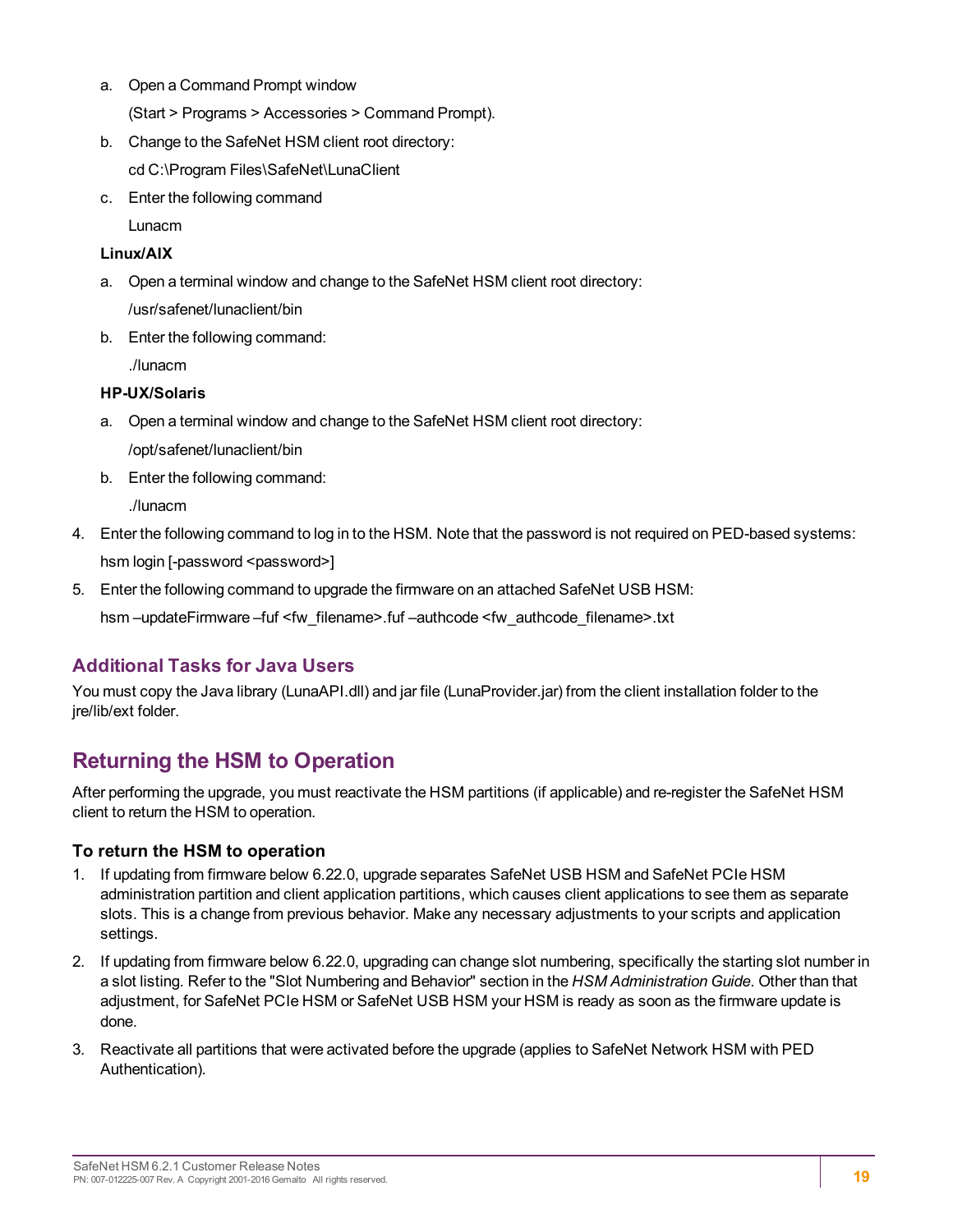a. Open a Command Prompt window

   (Start > Programs > Accessories > Command Prompt).

b. Change to the SafeNet HSM client root directory:

   cd C:\Program Files\SafeNet\LunaClient

c. Enter the following command

   Lunacm

**Linux/AIX**

a. Open a terminal window and change to the SafeNet HSM client root directory:

   /usr/safenet/lunaclient/bin

b. Enter the following command:

   ./lunacm

**HP-UX/Solaris**

a. Open a terminal window and change to the SafeNet HSM client root directory:

   /opt/safenet/lunaclient/bin

b. Enter the following command:

   ./lunacm

4. Enter the following command to log in to the HSM. Note that the password is not required on PED-based systems:

   hsm login [-password <password>]

5. Enter the following command to upgrade the firmware on an attached SafeNet USB HSM:

   hsm –updateFirmware –fuf <fw_filename>.fuf –authcode <fw_authcode_filename>.txt

### Additional Tasks for Java Users

You must copy the Java library (LunaAPI.dll) and jar file (LunaProvider.jar) from the client installation folder to the jre/lib/ext folder.

## Returning the HSM to Operation

After performing the upgrade, you must reactivate the HSM partitions (if applicable) and re-register the SafeNet HSM client to return the HSM to operation.

#### To return the HSM to operation

1. If updating from firmware below 6.22.0, upgrade separates SafeNet USB HSM and SafeNet PCIe HSM administration partition and client application partitions, which causes client applications to see them as separate slots. This is a change from previous behavior. Make any necessary adjustments to your scripts and application settings.
2. If updating from firmware below 6.22.0, upgrading can change slot numbering, specifically the starting slot number in a slot listing. Refer to the "Slot Numbering and Behavior" section in the *HSM Administration Guide*. Other than that adjustment, for SafeNet PCIe HSM or SafeNet USB HSM your HSM is ready as soon as the firmware update is done.
3. Reactivate all partitions that were activated before the upgrade (applies to SafeNet Network HSM with PED Authentication).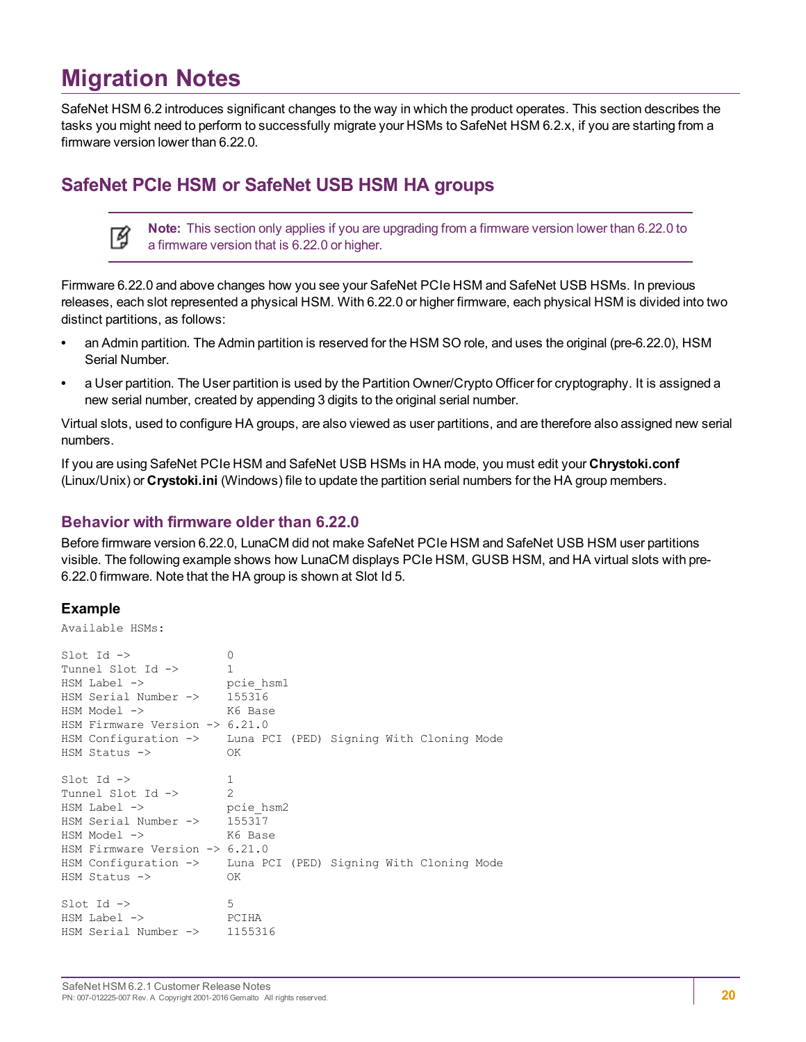# Migration Notes

SafeNet HSM 6.2 introduces significant changes to the way in which the product operates. This section describes the tasks you might need to perform to successfully migrate your HSMs to SafeNet HSM 6.2.x, if you are starting from a firmware version lower than 6.22.0.

## SafeNet PCIe HSM or SafeNet USB HSM HA groups

> **Note:** This section only applies if you are upgrading from a firmware version lower than 6.22.0 to a firmware version that is 6.22.0 or higher.

Firmware 6.22.0 and above changes how you see your SafeNet PCIe HSM and SafeNet USB HSMs. In previous releases, each slot represented a physical HSM. With 6.22.0 or higher firmware, each physical HSM is divided into two distinct partitions, as follows:

- an Admin partition. The Admin partition is reserved for the HSM SO role, and uses the original (pre-6.22.0), HSM Serial Number.
- a User partition. The User partition is used by the Partition Owner/Crypto Officer for cryptography. It is assigned a new serial number, created by appending 3 digits to the original serial number.

Virtual slots, used to configure HA groups, are also viewed as user partitions, and are therefore also assigned new serial numbers.

If you are using SafeNet PCIe HSM and SafeNet USB HSMs in HA mode, you must edit your **Chrystoki.conf** (Linux/Unix) or **Crystoki.ini** (Windows) file to update the partition serial numbers for the HA group members.

### Behavior with firmware older than 6.22.0

Before firmware version 6.22.0, LunaCM did not make SafeNet PCIe HSM and SafeNet USB HSM user partitions visible. The following example shows how LunaCM displays PCIe HSM, GUSB HSM, and HA virtual slots with pre-6.22.0 firmware. Note that the HA group is shown at Slot Id 5.

#### Example

```
Available HSMs:

Slot Id ->              0
Tunnel Slot Id ->       1
HSM Label ->            pcie_hsm1
HSM Serial Number ->    155316
HSM Model ->            K6 Base
HSM Firmware Version -> 6.21.0
HSM Configuration ->    Luna PCI (PED) Signing With Cloning Mode
HSM Status ->           OK

Slot Id ->              1
Tunnel Slot Id ->       2
HSM Label ->            pcie_hsm2
HSM Serial Number ->    155317
HSM Model ->            K6 Base
HSM Firmware Version -> 6.21.0
HSM Configuration ->    Luna PCI (PED) Signing With Cloning Mode
HSM Status ->           OK

Slot Id ->              5
HSM Label ->            PCIHA
HSM Serial Number ->    1155316
```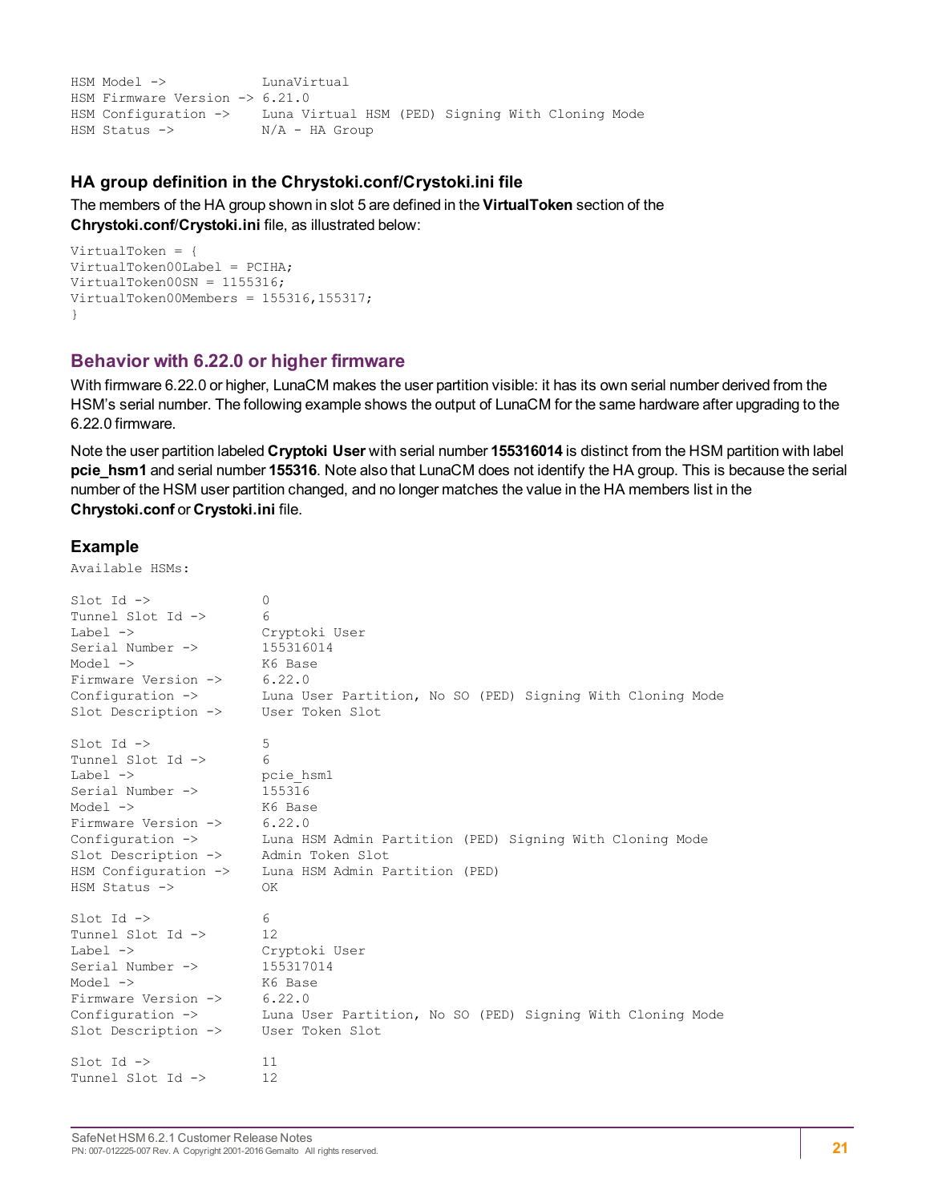```
HSM Model ->            LunaVirtual
HSM Firmware Version -> 6.21.0
HSM Configuration ->    Luna Virtual HSM (PED) Signing With Cloning Mode
HSM Status ->           N/A - HA Group
```

### HA group definition in the Chrystoki.conf/Crystoki.ini file

The members of the HA group shown in slot 5 are defined in the **VirtualToken** section of the **Chrystoki.conf**/**Crystoki.ini** file, as illustrated below:

```
VirtualToken = {
VirtualToken00Label = PCIHA;
VirtualToken00SN = 1155316;
VirtualToken00Members = 155316,155317;
}
```

## Behavior with 6.22.0 or higher firmware

With firmware 6.22.0 or higher, LunaCM makes the user partition visible: it has its own serial number derived from the HSM's serial number. The following example shows the output of LunaCM for the same hardware after upgrading to the 6.22.0 firmware.

Note the user partition labeled **Cryptoki User** with serial number **155316014** is distinct from the HSM partition with label **pcie_hsm1** and serial number **155316**. Note also that LunaCM does not identify the HA group. This is because the serial number of the HSM user partition changed, and no longer matches the value in the HA members list in the **Chrystoki.conf** or **Crystoki.ini** file.

### Example

```
Available HSMs:

Slot Id ->              0
Tunnel Slot Id ->       6
Label ->                Cryptoki User
Serial Number ->        155316014
Model ->                K6 Base
Firmware Version ->     6.22.0
Configuration ->        Luna User Partition, No SO (PED) Signing With Cloning Mode
Slot Description ->     User Token Slot

Slot Id ->              5
Tunnel Slot Id ->       6
Label ->                pcie_hsm1
Serial Number ->        155316
Model ->                K6 Base
Firmware Version ->     6.22.0
Configuration ->        Luna HSM Admin Partition (PED) Signing With Cloning Mode
Slot Description ->     Admin Token Slot
HSM Configuration ->    Luna HSM Admin Partition (PED)
HSM Status ->           OK

Slot Id ->              6
Tunnel Slot Id ->       12
Label ->                Cryptoki User
Serial Number ->        155317014
Model ->                K6 Base
Firmware Version ->     6.22.0
Configuration ->        Luna User Partition, No SO (PED) Signing With Cloning Mode
Slot Description ->     User Token Slot

Slot Id ->              11
Tunnel Slot Id ->       12
```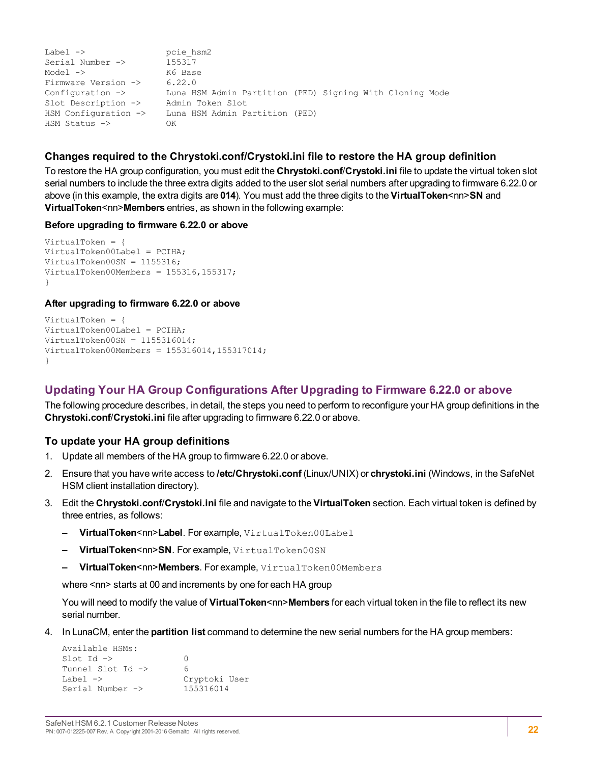```
Label ->                pcie_hsm2
Serial Number ->        155317
Model ->                K6 Base
Firmware Version ->     6.22.0
Configuration ->        Luna HSM Admin Partition (PED) Signing With Cloning Mode
Slot Description ->     Admin Token Slot
HSM Configuration ->    Luna HSM Admin Partition (PED)
HSM Status ->           OK
```

### Changes required to the Chrystoki.conf/Crystoki.ini file to restore the HA group definition

To restore the HA group configuration, you must edit the **Chrystoki.conf**/**Crystoki.ini** file to update the virtual token slot serial numbers to include the three extra digits added to the user slot serial numbers after upgrading to firmware 6.22.0 or above (in this example, the extra digits are **014**). You must add the three digits to the **VirtualToken**<nn>**SN** and **VirtualToken**<nn>**Members** entries, as shown in the following example:

#### Before upgrading to firmware 6.22.0 or above

```
VirtualToken = {
VirtualToken00Label = PCIHA;
VirtualToken00SN = 1155316;
VirtualToken00Members = 155316,155317;
}
```

#### After upgrading to firmware 6.22.0 or above

```
VirtualToken = {
VirtualToken00Label = PCIHA;
VirtualToken00SN = 1155316014;
VirtualToken00Members = 155316014,155317014;
}
```

## Updating Your HA Group Configurations After Upgrading to Firmware 6.22.0 or above

The following procedure describes, in detail, the steps you need to perform to reconfigure your HA group definitions in the **Chrystoki.conf**/**Crystoki.ini** file after upgrading to firmware 6.22.0 or above.

### To update your HA group definitions

1. Update all members of the HA group to firmware 6.22.0 or above.
2. Ensure that you have write access to **/etc/Chrystoki.conf** (Linux/UNIX) or **chrystoki.ini** (Windows, in the SafeNet HSM client installation directory).
3. Edit the **Chrystoki.conf**/**Crystoki.ini** file and navigate to the **VirtualToken** section. Each virtual token is defined by three entries, as follows:
   - **VirtualToken**<nn>**Label**. For example, `VirtualToken00Label`
   - **VirtualToken**<nn>**SN**. For example, `VirtualToken00SN`
   - **VirtualToken**<nn>**Members**. For example, `VirtualToken00Members`

   where <nn> starts at 00 and increments by one for each HA group

   You will need to modify the value of **VirtualToken**<nn>**Members** for each virtual token in the file to reflect its new serial number.
4. In LunaCM, enter the **partition list** command to determine the new serial numbers for the HA group members:

   ```
   Available HSMs:
   Slot Id ->              0
   Tunnel Slot Id ->       6
   Label ->                Cryptoki User
   Serial Number ->        155316014
   ```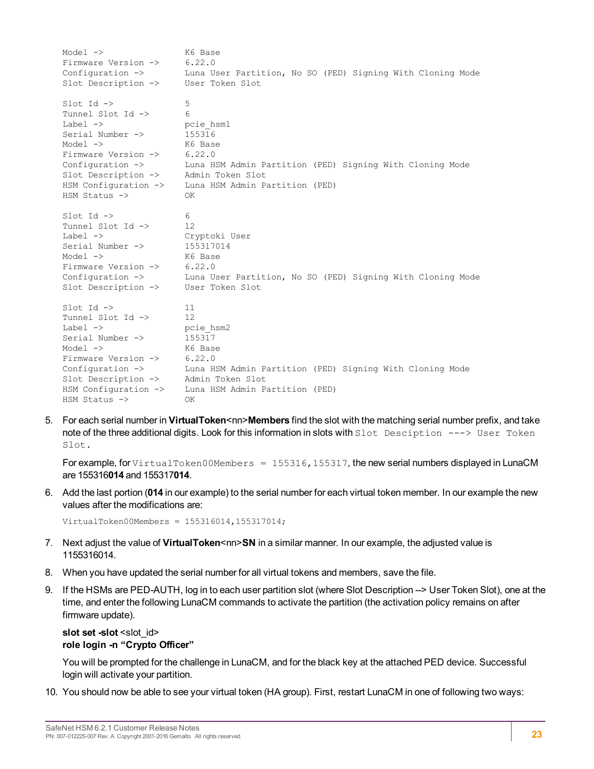```
Model ->                K6 Base
Firmware Version ->     6.22.0
Configuration ->        Luna User Partition, No SO (PED) Signing With Cloning Mode
Slot Description ->     User Token Slot

Slot Id ->              5
Tunnel Slot Id ->       6
Label ->                pcie_hsm1
Serial Number ->        155316
Model ->                K6 Base
Firmware Version ->     6.22.0
Configuration ->        Luna HSM Admin Partition (PED) Signing With Cloning Mode
Slot Description ->     Admin Token Slot
HSM Configuration ->    Luna HSM Admin Partition (PED)
HSM Status ->           OK

Slot Id ->              6
Tunnel Slot Id ->       12
Label ->                Cryptoki User
Serial Number ->        155317014
Model ->                K6 Base
Firmware Version ->     6.22.0
Configuration ->        Luna User Partition, No SO (PED) Signing With Cloning Mode
Slot Description ->     User Token Slot

Slot Id ->              11
Tunnel Slot Id ->       12
Label ->                pcie_hsm2
Serial Number ->        155317
Model ->                K6 Base
Firmware Version ->     6.22.0
Configuration ->        Luna HSM Admin Partition (PED) Signing With Cloning Mode
Slot Description ->     Admin Token Slot
HSM Configuration ->    Luna HSM Admin Partition (PED)
HSM Status ->           OK
```

5. For each serial number in **VirtualToken**<nn>**Members** find the slot with the matching serial number prefix, and take note of the three additional digits. Look for this information in slots with `Slot Desciption ---> User Token Slot.`

   For example, for `VirtualToken00Members = 155316,155317`, the new serial numbers displayed in LunaCM are 155316**014** and 155317**014**.

6. Add the last portion (**014** in our example) to the serial number for each virtual token member. In our example the new values after the modifications are:

   ```
   VirtualToken00Members = 155316014,155317014;
   ```

7. Next adjust the value of **VirtualToken**<nn>**SN** in a similar manner. In our example, the adjusted value is 1155316014.

8. When you have updated the serial number for all virtual tokens and members, save the file.

9. If the HSMs are PED-AUTH, log in to each user partition slot (where Slot Description --> User Token Slot), one at the time, and enter the following LunaCM commands to activate the partition (the activation policy remains on after firmware update).

   **slot set -slot** <slot_id>
   **role login -n "Crypto Officer"**

   You will be prompted for the challenge in LunaCM, and for the black key at the attached PED device. Successful login will activate your partition.

10. You should now be able to see your virtual token (HA group). First, restart LunaCM in one of following two ways: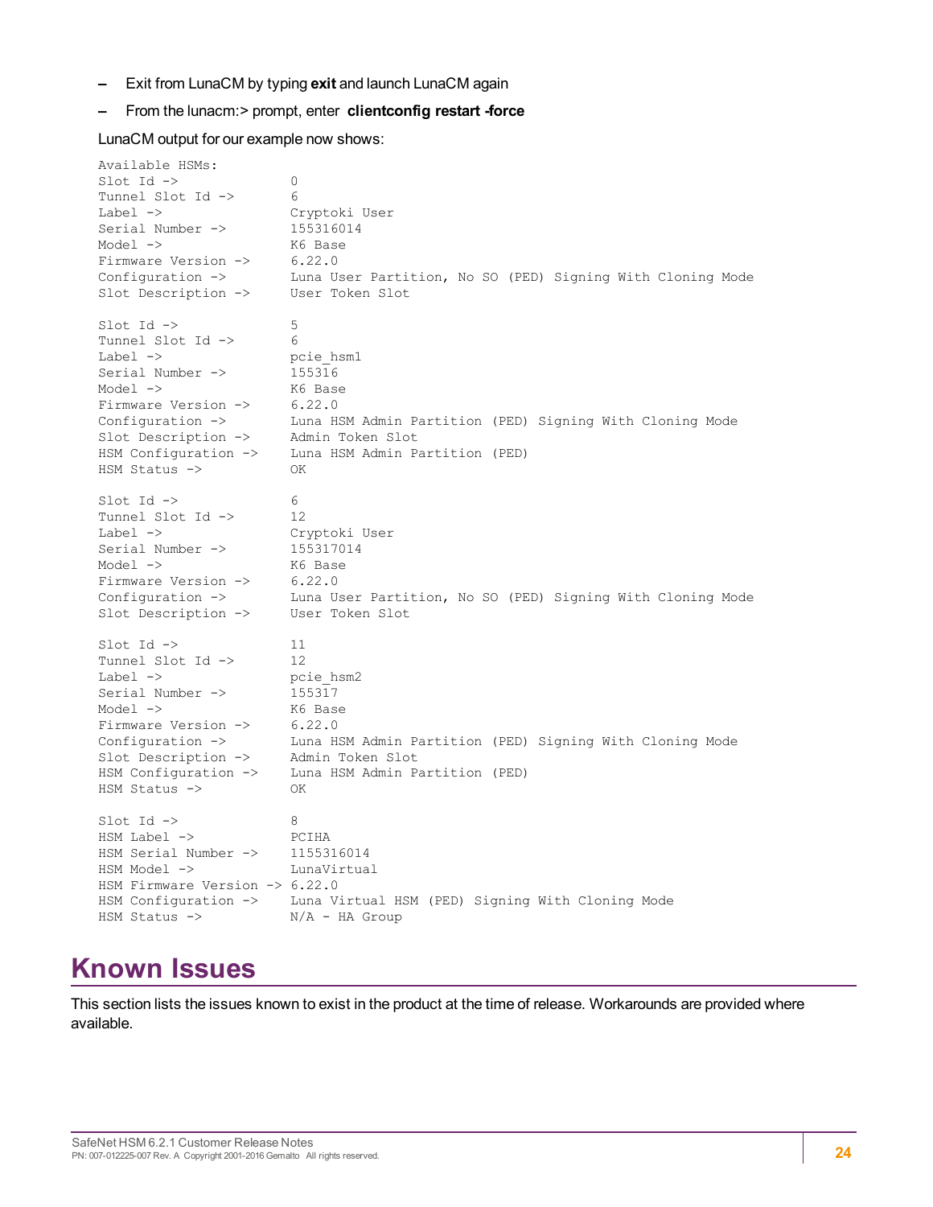- Exit from LunaCM by typing **exit** and launch LunaCM again
- From the lunacm:> prompt, enter **clientconfig restart -force**

LunaCM output for our example now shows:

```
Available HSMs:
Slot Id ->              0
Tunnel Slot Id ->       6
Label ->                Cryptoki User
Serial Number ->        155316014
Model ->                K6 Base
Firmware Version ->     6.22.0
Configuration ->        Luna User Partition, No SO (PED) Signing With Cloning Mode
Slot Description ->     User Token Slot

Slot Id ->              5
Tunnel Slot Id ->       6
Label ->                pcie_hsm1
Serial Number ->        155316
Model ->                K6 Base
Firmware Version ->     6.22.0
Configuration ->        Luna HSM Admin Partition (PED) Signing With Cloning Mode
Slot Description ->     Admin Token Slot
HSM Configuration ->    Luna HSM Admin Partition (PED)
HSM Status ->           OK

Slot Id ->              6
Tunnel Slot Id ->       12
Label ->                Cryptoki User
Serial Number ->        155317014
Model ->                K6 Base
Firmware Version ->     6.22.0
Configuration ->        Luna User Partition, No SO (PED) Signing With Cloning Mode
Slot Description ->     User Token Slot

Slot Id ->              11
Tunnel Slot Id ->       12
Label ->                pcie_hsm2
Serial Number ->        155317
Model ->                K6 Base
Firmware Version ->     6.22.0
Configuration ->        Luna HSM Admin Partition (PED) Signing With Cloning Mode
Slot Description ->     Admin Token Slot
HSM Configuration ->    Luna HSM Admin Partition (PED)
HSM Status ->           OK

Slot Id ->              8
HSM Label ->            PCIHA
HSM Serial Number ->    1155316014
HSM Model ->            LunaVirtual
HSM Firmware Version -> 6.22.0
HSM Configuration ->    Luna Virtual HSM (PED) Signing With Cloning Mode
HSM Status ->           N/A - HA Group
```

# Known Issues

This section lists the issues known to exist in the product at the time of release. Workarounds are provided where available.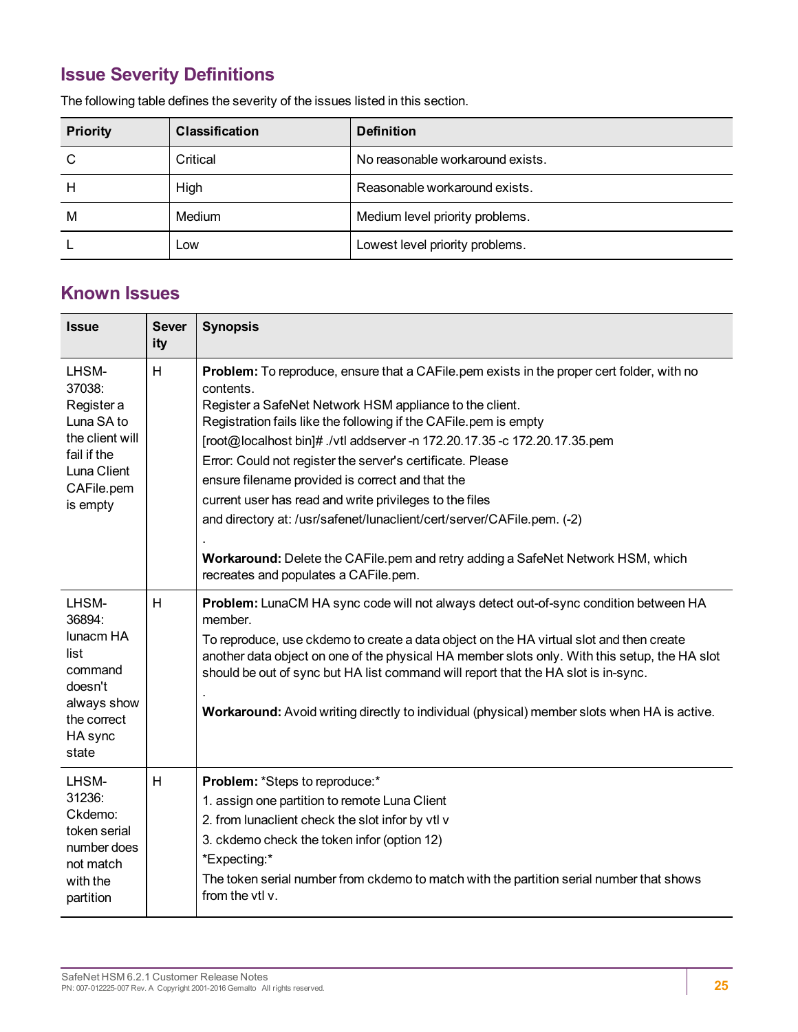## Issue Severity Definitions

The following table defines the severity of the issues listed in this section.

| Priority | Classification | Definition |
|---|---|---|
| C | Critical | No reasonable workaround exists. |
| H | High | Reasonable workaround exists. |
| M | Medium | Medium level priority problems. |
| L | Low | Lowest level priority problems. |

## Known Issues

| Issue | Severity | Synopsis |
|---|---|---|
| LHSM-37038: Register a Luna SA to the client will fail if the Luna Client CAFile.pem is empty | H | **Problem:** To reproduce, ensure that a CAFile.pem exists in the proper cert folder, with no contents.<br>Register a SafeNet Network HSM appliance to the client.<br>Registration fails like the following if the CAFile.pem is empty<br>[root@localhost bin]# ./vtl addserver -n 172.20.17.35 -c 172.20.17.35.pem<br>Error: Could not register the server's certificate. Please<br>ensure filename provided is correct and that the<br>current user has read and write privileges to the files<br>and directory at: /usr/safenet/lunaclient/cert/server/CAFile.pem. (-2)<br>.<br>**Workaround:** Delete the CAFile.pem and retry adding a SafeNet Network HSM, which recreates and populates a CAFile.pem. |
| LHSM-36894: lunacm HA list command doesn't always show the correct HA sync state | H | **Problem:** LunaCM HA sync code will not always detect out-of-sync condition between HA member.<br>To reproduce, use ckdemo to create a data object on the HA virtual slot and then create another data object on one of the physical HA member slots only. With this setup, the HA slot should be out of sync but HA list command will report that the HA slot is in-sync.<br>.<br>**Workaround:** Avoid writing directly to individual (physical) member slots when HA is active. |
| LHSM-31236: Ckdemo: token serial number does not match with the partition | H | **Problem:** *Steps to reproduce:*<br>1. assign one partition to remote Luna Client<br>2. from lunaclient check the slot infor by vtl v<br>3. ckdemo check the token infor (option 12)<br>*Expecting:*<br>The token serial number from ckdemo to match with the partition serial number that shows from the vtl v. |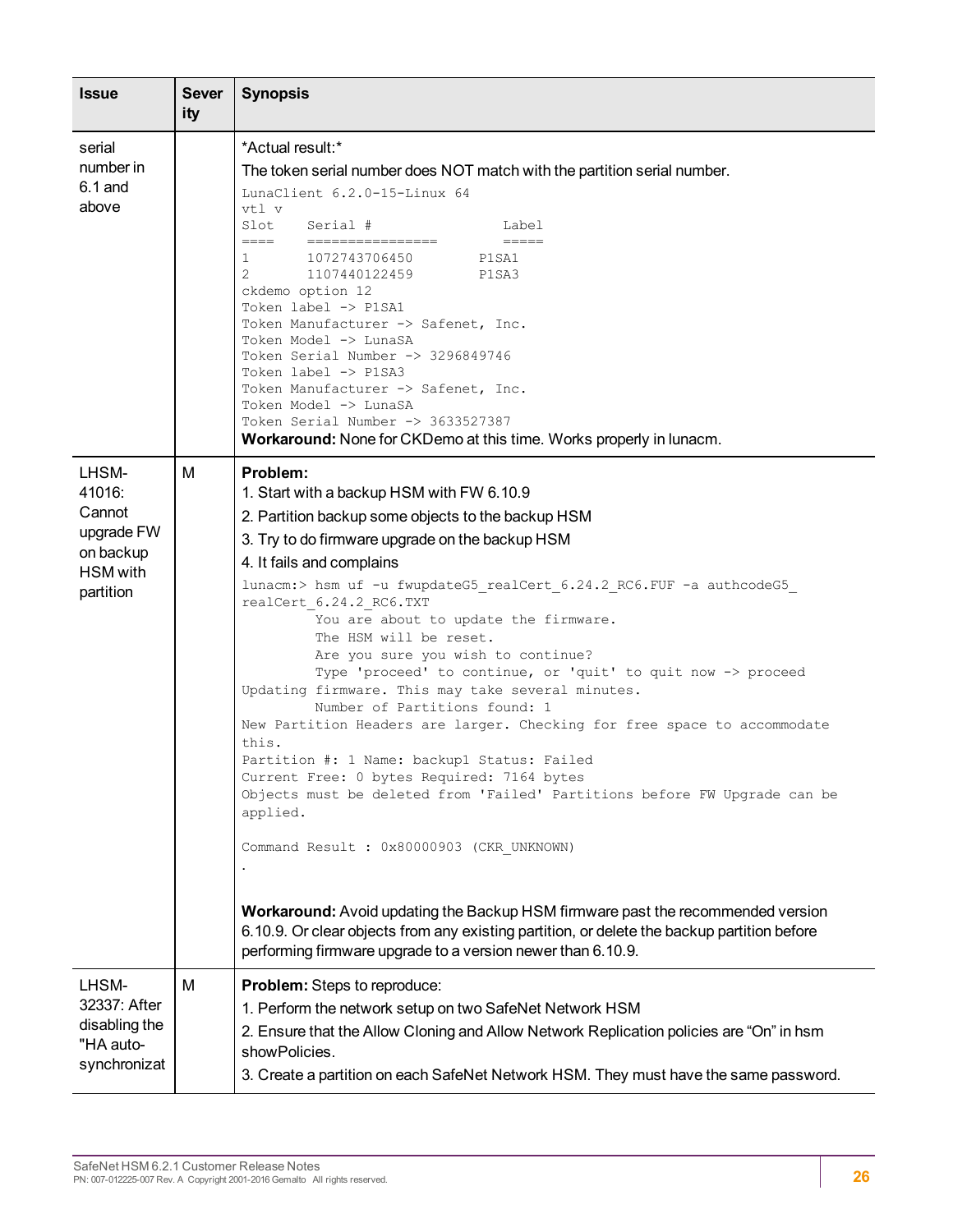| Issue | Severity | Synopsis |
|---|---|---|
| serial number in 6.1 and above | | *Actual result:*<br>The token serial number does NOT match with the partition serial number.<br>`LunaClient 6.2.0-15-Linux 64`<br>`vtl v`<br>`Slot    Serial #               Label`<br>`====    ================       =====`<br>`1       1072743706450       P1SA1`<br>`2       1107440122459       P1SA3`<br>`ckdemo option 12`<br>`Token label -> P1SA1`<br>`Token Manufacturer -> Safenet, Inc.`<br>`Token Model -> LunaSA`<br>`Token Serial Number -> 3296849746`<br>`Token label -> P1SA3`<br>`Token Manufacturer -> Safenet, Inc.`<br>`Token Model -> LunaSA`<br>`Token Serial Number -> 3633527387`<br>**Workaround:** None for CKDemo at this time. Works properly in lunacm. |
| LHSM-41016: Cannot upgrade FW on backup HSM with partition | M | **Problem:**<br>1. Start with a backup HSM with FW 6.10.9<br>2. Partition backup some objects to the backup HSM<br>3. Try to do firmware upgrade on the backup HSM<br>4. It fails and complains<br>`lunacm:> hsm uf -u fwupdateG5_realCert_6.24.2_RC6.FUF -a authcodeG5_realCert_6.24.2_RC6.TXT`<br>`You are about to update the firmware.`<br>`The HSM will be reset.`<br>`Are you sure you wish to continue?`<br>`Type 'proceed' to continue, or 'quit' to quit now -> proceed`<br>`Updating firmware. This may take several minutes.`<br>`Number of Partitions found: 1`<br>`New Partition Headers are larger. Checking for free space to accommodate this.`<br>`Partition #: 1 Name: backup1 Status: Failed`<br>`Current Free: 0 bytes Required: 7164 bytes`<br>`Objects must be deleted from 'Failed' Partitions before FW Upgrade can be applied.`<br><br>`Command Result : 0x80000903 (CKR_UNKNOWN)`<br>`.`<br><br>**Workaround:** Avoid updating the Backup HSM firmware past the recommended version 6.10.9. Or clear objects from any existing partition, or delete the backup partition before performing firmware upgrade to a version newer than 6.10.9. |
| LHSM-32337: After disabling the "HA auto-synchronizat | M | **Problem:** Steps to reproduce:<br>1. Perform the network setup on two SafeNet Network HSM<br>2. Ensure that the Allow Cloning and Allow Network Replication policies are "On" in hsm showPolicies.<br>3. Create a partition on each SafeNet Network HSM. They must have the same password. |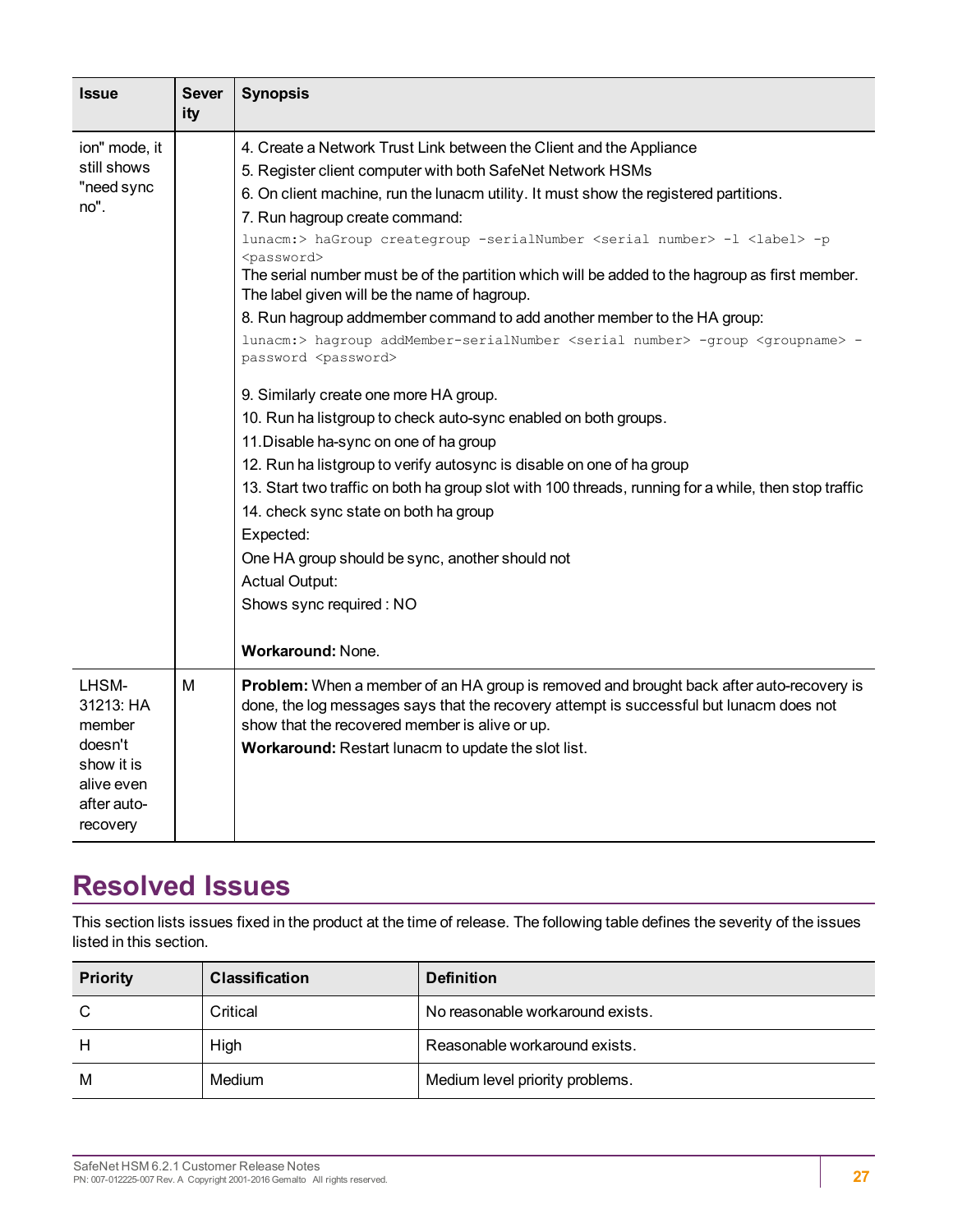| Issue | Severity | Synopsis |
|---|---|---|
| ion" mode, it still shows "need sync no". | | 4. Create a Network Trust Link between the Client and the Appliance<br>5. Register client computer with both SafeNet Network HSMs<br>6. On client machine, run the lunacm utility. It must show the registered partitions.<br>7. Run hagroup create command:<br>`lunacm:> haGroup creategroup -serialNumber <serial number> -l <label> -p <password>`<br>The serial number must be of the partition which will be added to the hagroup as first member. The label given will be the name of hagroup.<br>8. Run hagroup addmember command to add another member to the HA group:<br>`lunacm:> hagroup addMember-serialNumber <serial number> -group <groupname> -password <password>`<br>9. Similarly create one more HA group.<br>10. Run ha listgroup to check auto-sync enabled on both groups.<br>11.Disable ha-sync on one of ha group<br>12. Run ha listgroup to verify autosync is disable on one of ha group<br>13. Start two traffic on both ha group slot with 100 threads, running for a while, then stop traffic<br>14. check sync state on both ha group<br>Expected:<br>One HA group should be sync, another should not<br>Actual Output:<br>Shows sync required : NO<br><br>**Workaround:** None. |
| LHSM-31213: HA member doesn't show it is alive even after auto-recovery | M | **Problem:** When a member of an HA group is removed and brought back after auto-recovery is done, the log messages says that the recovery attempt is successful but lunacm does not show that the recovered member is alive or up.<br>**Workaround:** Restart lunacm to update the slot list. |

# Resolved Issues

This section lists issues fixed in the product at the time of release. The following table defines the severity of the issues listed in this section.

| Priority | Classification | Definition |
|---|---|---|
| C | Critical | No reasonable workaround exists. |
| H | High | Reasonable workaround exists. |
| M | Medium | Medium level priority problems. |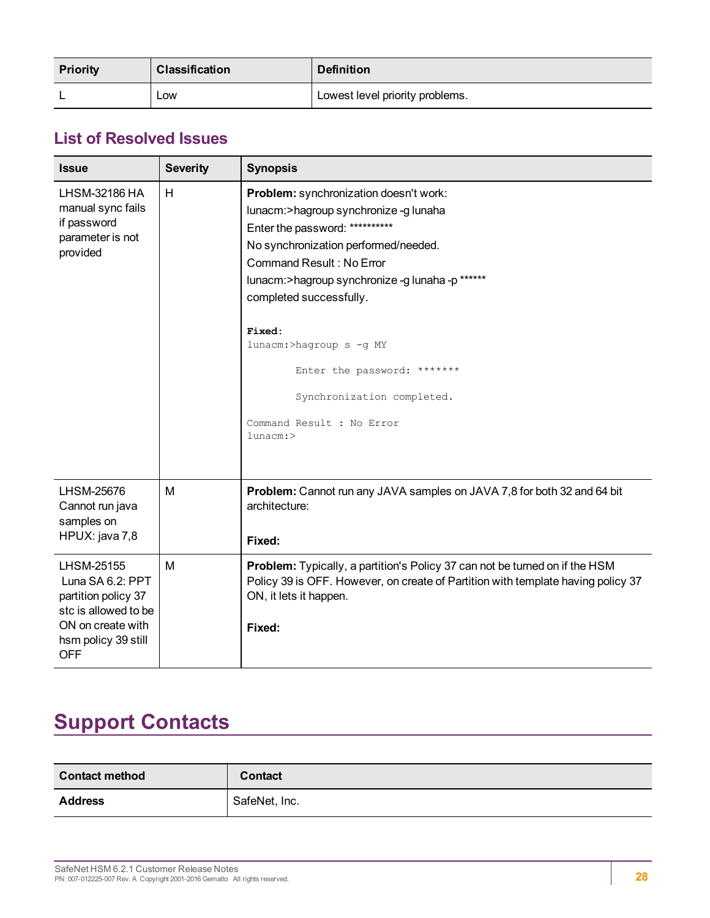| Priority | Classification | Definition |
|---|---|---|
| L | Low | Lowest level priority problems. |

## List of Resolved Issues

| Issue | Severity | Synopsis |
|---|---|---|
| LHSM-32186 HA manual sync fails if password parameter is not provided | H | **Problem:** synchronization doesn't work:<br>lunacm:>hagroup synchronize -g lunaha<br>Enter the password: **********<br>No synchronization performed/needed.<br>Command Result : No Error<br>lunacm:>hagroup synchronize -g lunaha -p ******<br>completed successfully.<br><br>`Fixed:`<br>`lunacm:>hagroup s -g MY`<br>`        Enter the password: *******`<br>`        Synchronization completed.`<br>`Command Result : No Error`<br>`lunacm:>` |
| LHSM-25676 Cannot run java samples on HPUX: java 7,8 | M | **Problem:** Cannot run any JAVA samples on JAVA 7,8 for both 32 and 64 bit architecture:<br><br>**Fixed:** |
| LHSM-25155 Luna SA 6.2: PPT partition policy 37 stc is allowed to be ON on create with hsm policy 39 still OFF | M | **Problem:** Typically, a partition's Policy 37 can not be turned on if the HSM Policy 39 is OFF. However, on create of Partition with template having policy 37 ON, it lets it happen.<br><br>**Fixed:** |

# Support Contacts

| Contact method | Contact |
|---|---|
| **Address** | SafeNet, Inc. |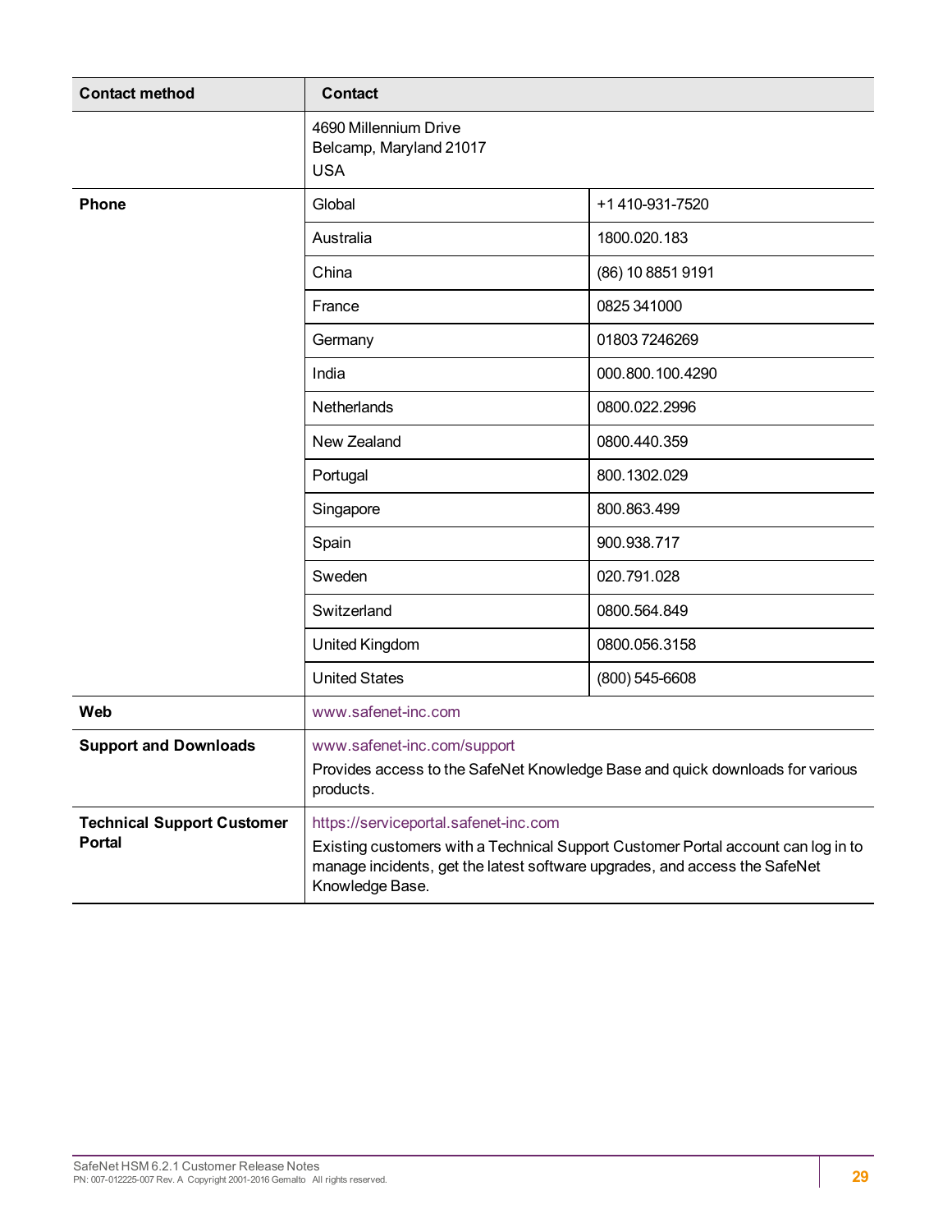| Contact method | Contact | |
|---|---|---|
| | 4690 Millennium Drive<br>Belcamp, Maryland 21017<br>USA | |
| **Phone** | Global | +1 410-931-7520 |
| | Australia | 1800.020.183 |
| | China | (86) 10 8851 9191 |
| | France | 0825 341000 |
| | Germany | 01803 7246269 |
| | India | 000.800.100.4290 |
| | Netherlands | 0800.022.2996 |
| | New Zealand | 0800.440.359 |
| | Portugal | 800.1302.029 |
| | Singapore | 800.863.499 |
| | Spain | 900.938.717 |
| | Sweden | 020.791.028 |
| | Switzerland | 0800.564.849 |
| | United Kingdom | 0800.056.3158 |
| | United States | (800) 545-6608 |
| **Web** | www.safenet-inc.com | |
| **Support and Downloads** | www.safenet-inc.com/support<br>Provides access to the SafeNet Knowledge Base and quick downloads for various products. | |
| **Technical Support Customer Portal** | https://serviceportal.safenet-inc.com<br>Existing customers with a Technical Support Customer Portal account can log in to manage incidents, get the latest software upgrades, and access the SafeNet Knowledge Base. | |